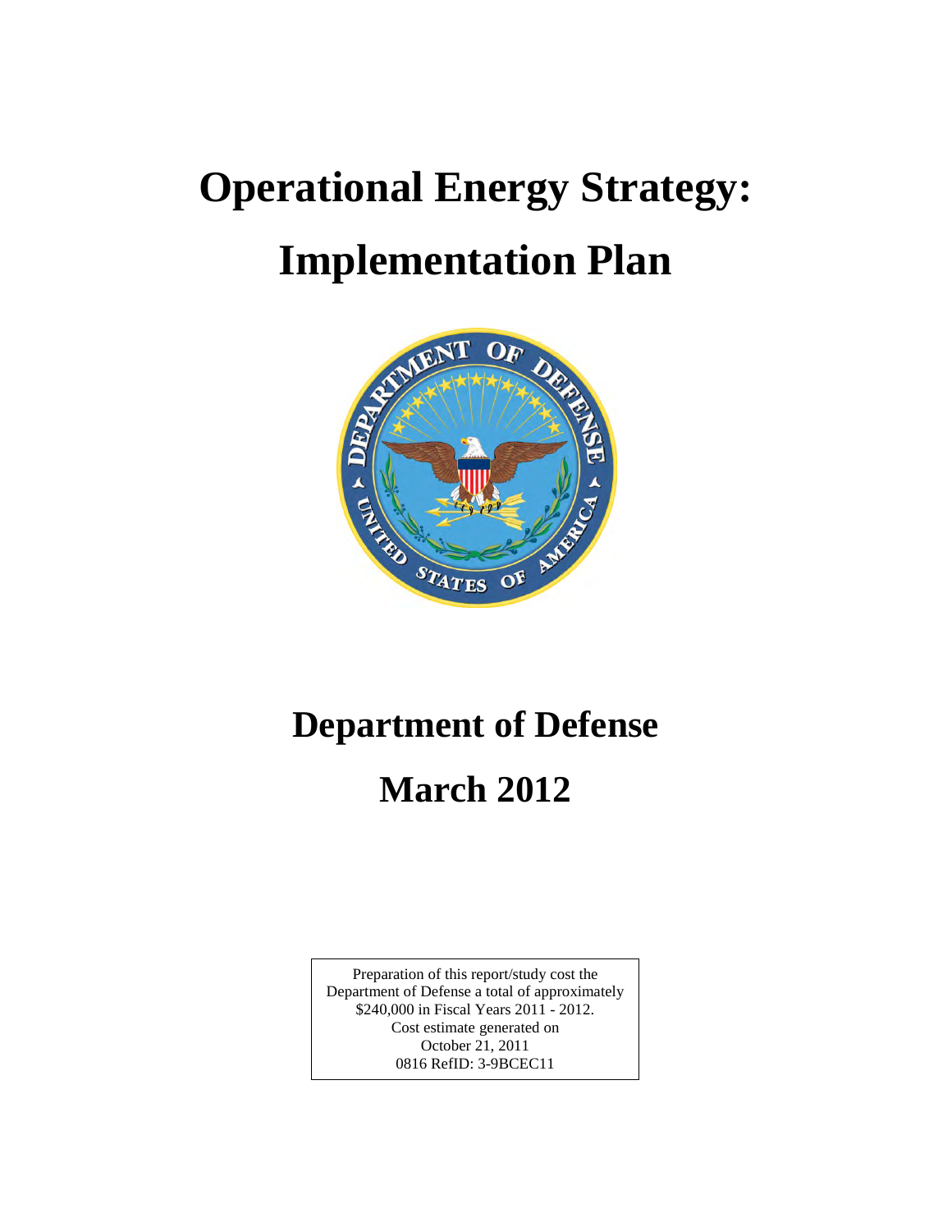# Operational Energy Strategy:

# Implementation Plan

# Department of Defense

# March 2012

Preparation of this report/study cost the Department of Defense a total of approximately $240,000 in Fiscal Years 2011 - 2012.
Cost estimate generated on October 21, 2011
0816 RefID: 3-9BCEC11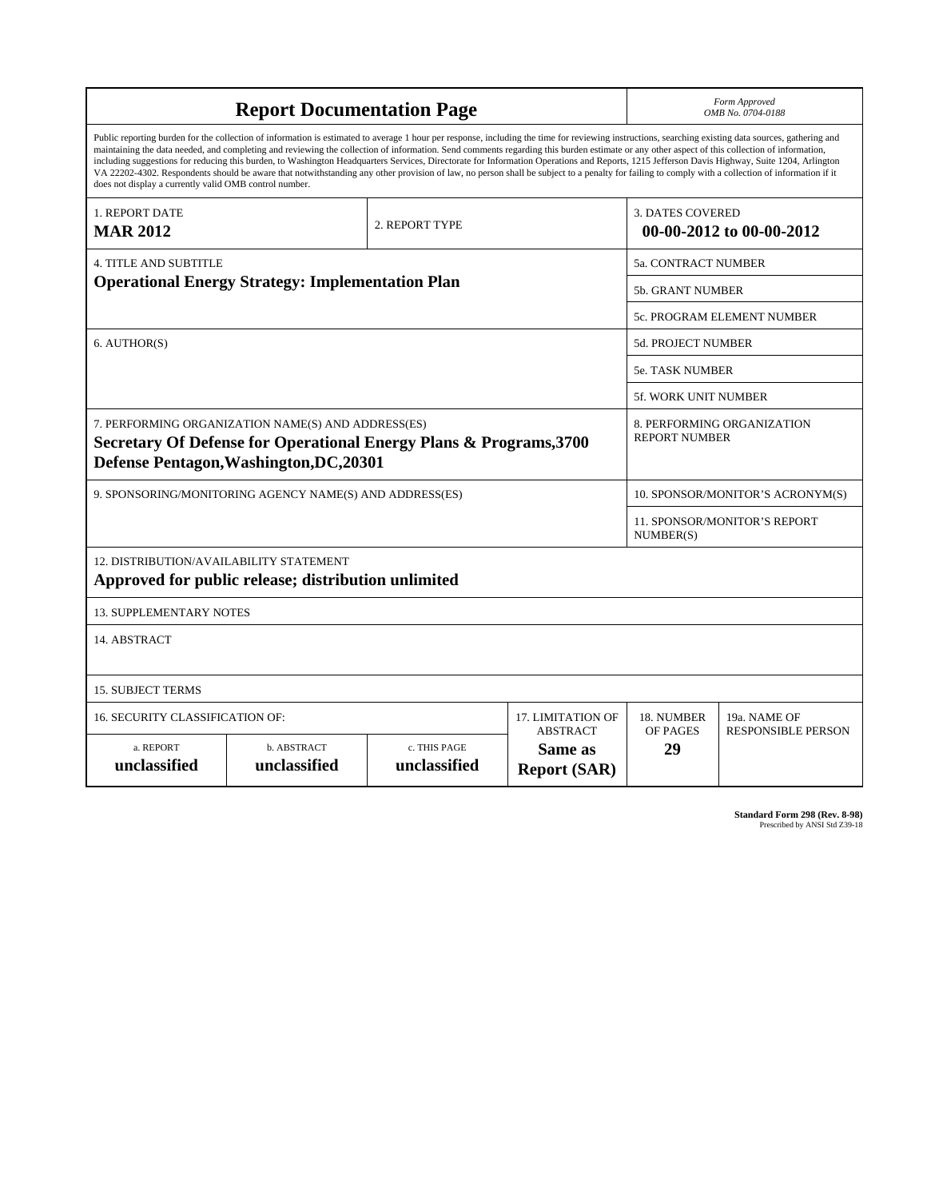# Report Documentation Page

*Form Approved*
*OMB No. 0704-0188*

Public reporting burden for the collection of information is estimated to average 1 hour per response, including the time for reviewing instructions, searching existing data sources, gathering and maintaining the data needed, and completing and reviewing the collection of information. Send comments regarding this burden estimate or any other aspect of this collection of information, including suggestions for reducing this burden, to Washington Headquarters Services, Directorate for Information Operations and Reports, 1215 Jefferson Davis Highway, Suite 1204, Arlington VA 22202-4302. Respondents should be aware that notwithstanding any other provision of law, no person shall be subject to a penalty for failing to comply with a collection of information if it does not display a currently valid OMB control number.

| 1. REPORT DATE | 2. REPORT TYPE | 3. DATES COVERED |
|---|---|---|
| **MAR 2012** | | **00-00-2012 to 00-00-2012** |

| 4. TITLE AND SUBTITLE | |
|---|---|
| **Operational Energy Strategy: Implementation Plan** | 5a. CONTRACT NUMBER |
| | 5b. GRANT NUMBER |
| | 5c. PROGRAM ELEMENT NUMBER |
| 6. AUTHOR(S) | 5d. PROJECT NUMBER |
| | 5e. TASK NUMBER |
| | 5f. WORK UNIT NUMBER |
| 7. PERFORMING ORGANIZATION NAME(S) AND ADDRESS(ES) **Secretary Of Defense for Operational Energy Plans & Programs,3700 Defense Pentagon,Washington,DC,20301** | 8. PERFORMING ORGANIZATION REPORT NUMBER |
| 9. SPONSORING/MONITORING AGENCY NAME(S) AND ADDRESS(ES) | 10. SPONSOR/MONITOR'S ACRONYM(S) |
| | 11. SPONSOR/MONITOR'S REPORT NUMBER(S) |

12. DISTRIBUTION/AVAILABILITY STATEMENT
**Approved for public release; distribution unlimited**

13. SUPPLEMENTARY NOTES

14. ABSTRACT

15. SUBJECT TERMS

| 16. SECURITY CLASSIFICATION OF: | | | 17. LIMITATION OF ABSTRACT | 18. NUMBER OF PAGES | 19a. NAME OF RESPONSIBLE PERSON |
|---|---|---|---|---|---|
| a. REPORT | b. ABSTRACT | c. THIS PAGE | | | |
| **unclassified** | **unclassified** | **unclassified** | **Same as Report (SAR)** | **29** | |

**Standard Form 298 (Rev. 8-98)**
Prescribed by ANSI Std Z39-18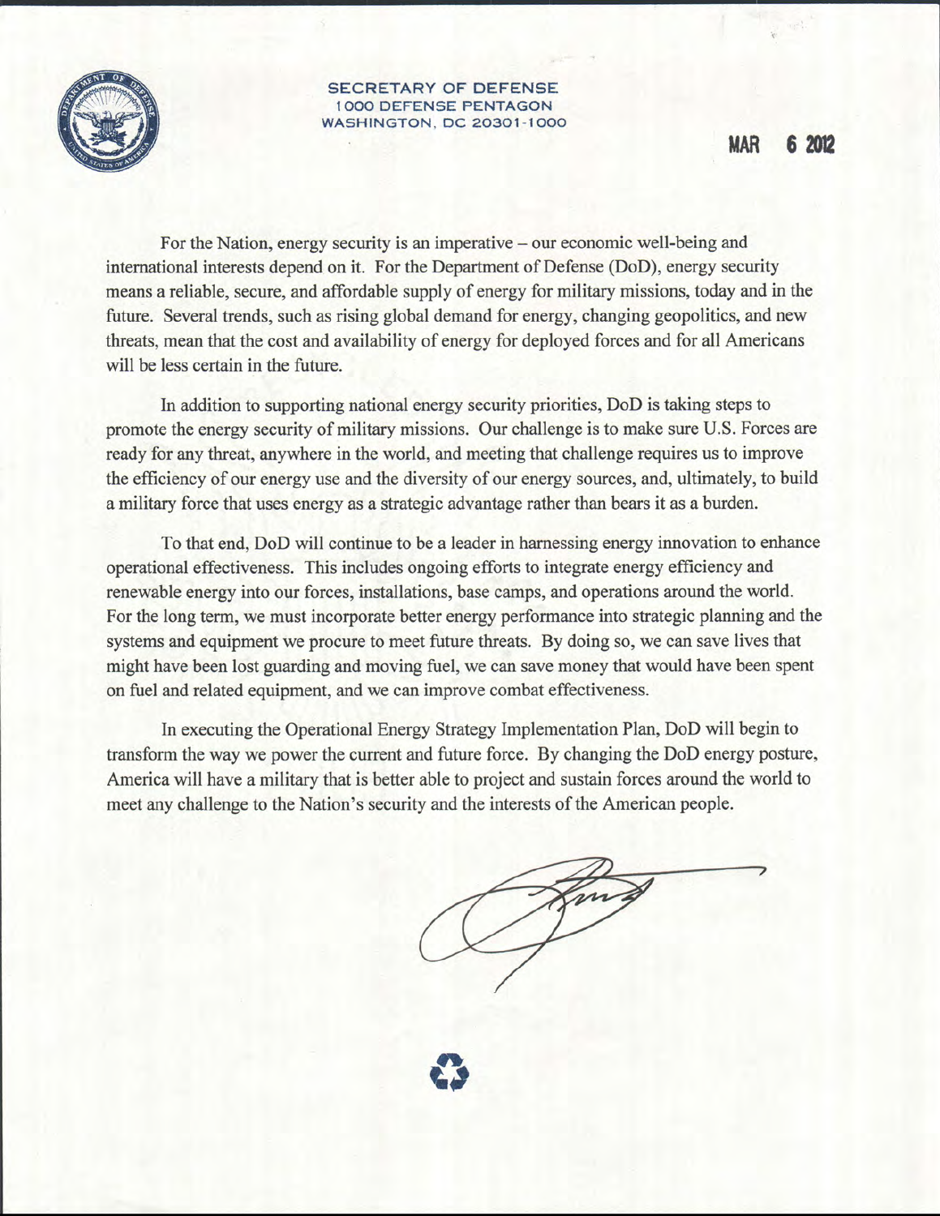SECRETARY OF DEFENSE
1000 DEFENSE PENTAGON
WASHINGTON, DC 20301-1000

MAR 6 2012

For the Nation, energy security is an imperative – our economic well-being and international interests depend on it. For the Department of Defense (DoD), energy security means a reliable, secure, and affordable supply of energy for military missions, today and in the future. Several trends, such as rising global demand for energy, changing geopolitics, and new threats, mean that the cost and availability of energy for deployed forces and for all Americans will be less certain in the future.

In addition to supporting national energy security priorities, DoD is taking steps to promote the energy security of military missions. Our challenge is to make sure U.S. Forces are ready for any threat, anywhere in the world, and meeting that challenge requires us to improve the efficiency of our energy use and the diversity of our energy sources, and, ultimately, to build a military force that uses energy as a strategic advantage rather than bears it as a burden.

To that end, DoD will continue to be a leader in harnessing energy innovation to enhance operational effectiveness. This includes ongoing efforts to integrate energy efficiency and renewable energy into our forces, installations, base camps, and operations around the world. For the long term, we must incorporate better energy performance into strategic planning and the systems and equipment we procure to meet future threats. By doing so, we can save lives that might have been lost guarding and moving fuel, we can save money that would have been spent on fuel and related equipment, and we can improve combat effectiveness.

In executing the Operational Energy Strategy Implementation Plan, DoD will begin to transform the way we power the current and future force. By changing the DoD energy posture, America will have a military that is better able to project and sustain forces around the world to meet any challenge to the Nation's security and the interests of the American people.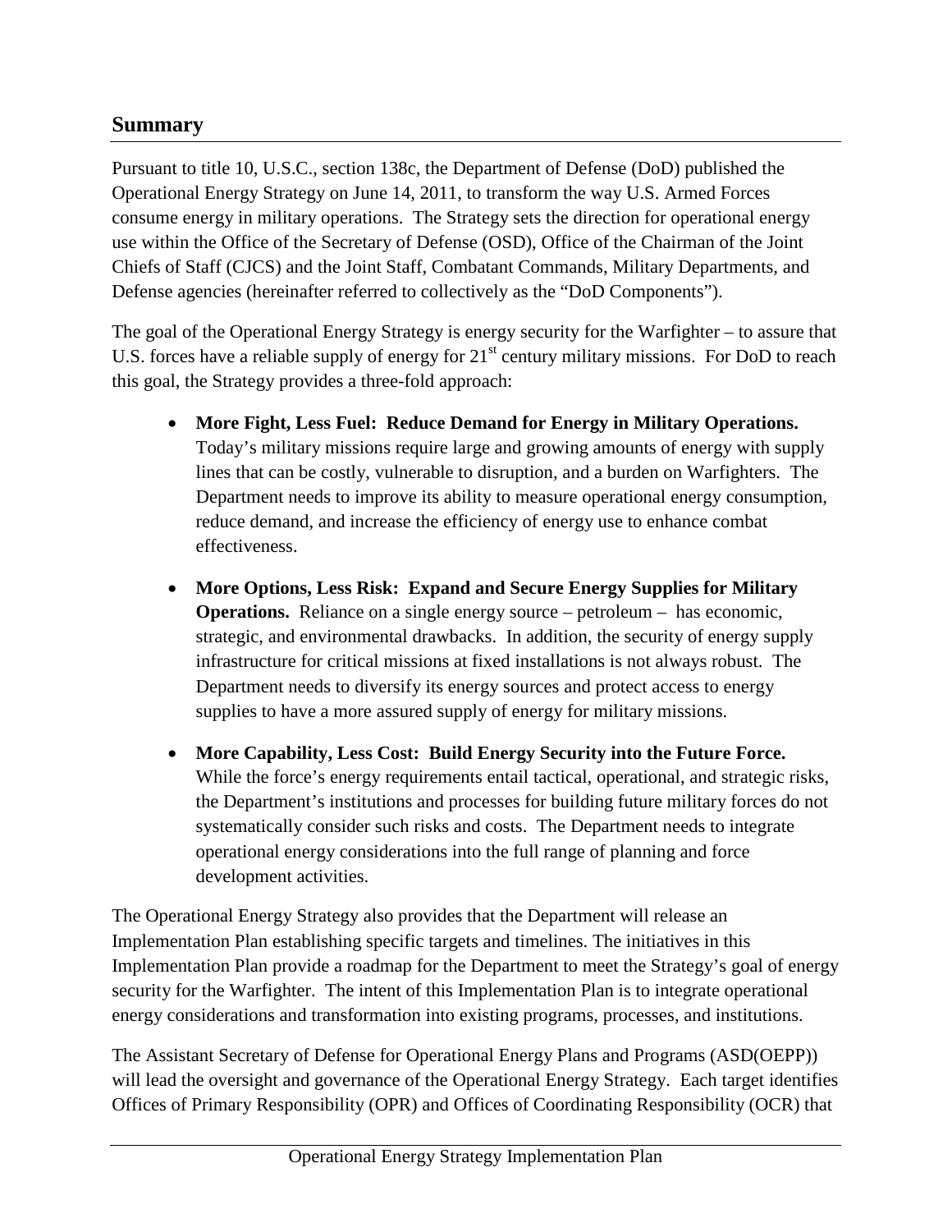## Summary

Pursuant to title 10, U.S.C., section 138c, the Department of Defense (DoD) published the Operational Energy Strategy on June 14, 2011, to transform the way U.S. Armed Forces consume energy in military operations. The Strategy sets the direction for operational energy use within the Office of the Secretary of Defense (OSD), Office of the Chairman of the Joint Chiefs of Staff (CJCS) and the Joint Staff, Combatant Commands, Military Departments, and Defense agencies (hereinafter referred to collectively as the "DoD Components").

The goal of the Operational Energy Strategy is energy security for the Warfighter – to assure that U.S. forces have a reliable supply of energy for 21st century military missions. For DoD to reach this goal, the Strategy provides a three-fold approach:

- **More Fight, Less Fuel: Reduce Demand for Energy in Military Operations.** Today's military missions require large and growing amounts of energy with supply lines that can be costly, vulnerable to disruption, and a burden on Warfighters. The Department needs to improve its ability to measure operational energy consumption, reduce demand, and increase the efficiency of energy use to enhance combat effectiveness.
- **More Options, Less Risk: Expand and Secure Energy Supplies for Military Operations.** Reliance on a single energy source – petroleum – has economic, strategic, and environmental drawbacks. In addition, the security of energy supply infrastructure for critical missions at fixed installations is not always robust. The Department needs to diversify its energy sources and protect access to energy supplies to have a more assured supply of energy for military missions.
- **More Capability, Less Cost: Build Energy Security into the Future Force.** While the force's energy requirements entail tactical, operational, and strategic risks, the Department's institutions and processes for building future military forces do not systematically consider such risks and costs. The Department needs to integrate operational energy considerations into the full range of planning and force development activities.

The Operational Energy Strategy also provides that the Department will release an Implementation Plan establishing specific targets and timelines. The initiatives in this Implementation Plan provide a roadmap for the Department to meet the Strategy's goal of energy security for the Warfighter. The intent of this Implementation Plan is to integrate operational energy considerations and transformation into existing programs, processes, and institutions.

The Assistant Secretary of Defense for Operational Energy Plans and Programs (ASD(OEPP)) will lead the oversight and governance of the Operational Energy Strategy. Each target identifies Offices of Primary Responsibility (OPR) and Offices of Coordinating Responsibility (OCR) that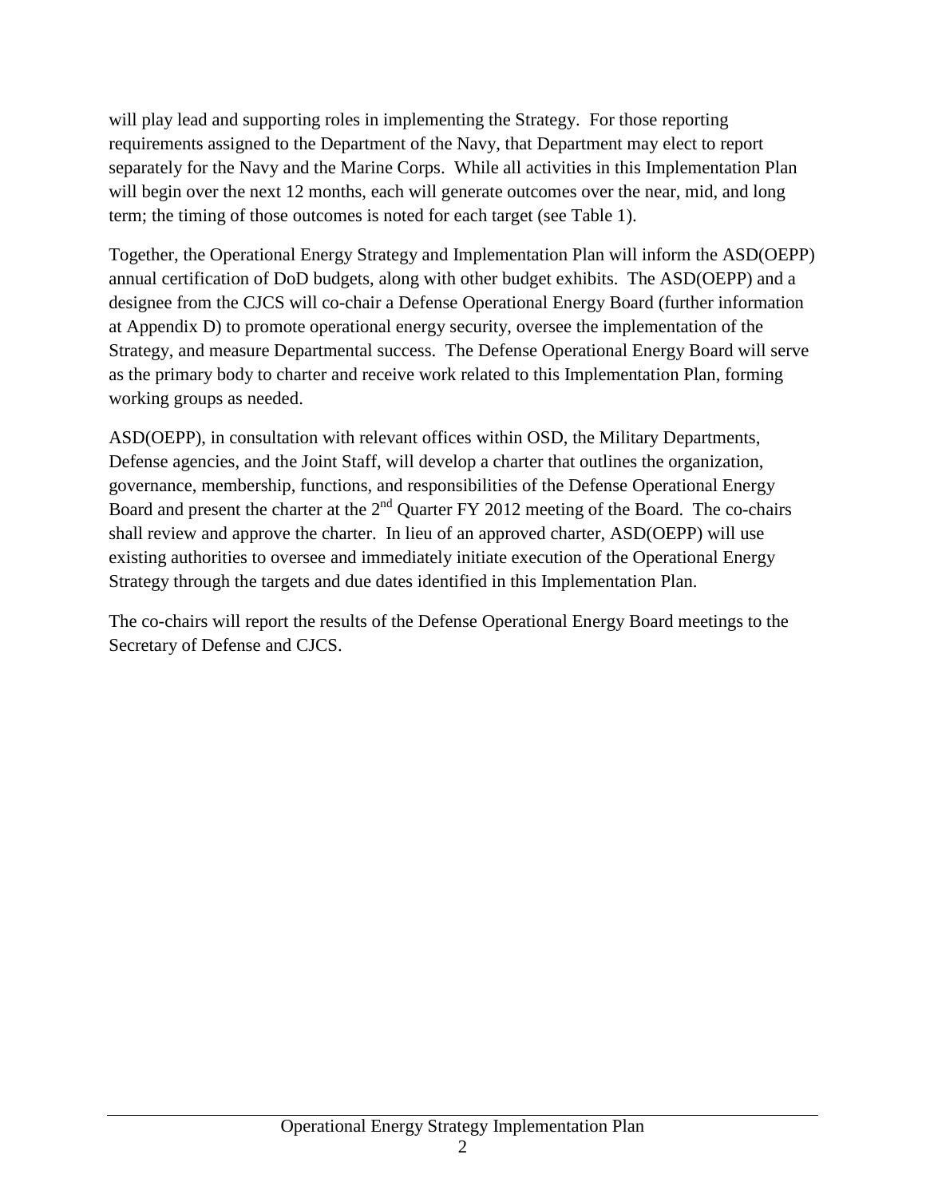will play lead and supporting roles in implementing the Strategy. For those reporting requirements assigned to the Department of the Navy, that Department may elect to report separately for the Navy and the Marine Corps. While all activities in this Implementation Plan will begin over the next 12 months, each will generate outcomes over the near, mid, and long term; the timing of those outcomes is noted for each target (see Table 1).

Together, the Operational Energy Strategy and Implementation Plan will inform the ASD(OEPP) annual certification of DoD budgets, along with other budget exhibits. The ASD(OEPP) and a designee from the CJCS will co-chair a Defense Operational Energy Board (further information at Appendix D) to promote operational energy security, oversee the implementation of the Strategy, and measure Departmental success. The Defense Operational Energy Board will serve as the primary body to charter and receive work related to this Implementation Plan, forming working groups as needed.

ASD(OEPP), in consultation with relevant offices within OSD, the Military Departments, Defense agencies, and the Joint Staff, will develop a charter that outlines the organization, governance, membership, functions, and responsibilities of the Defense Operational Energy Board and present the charter at the 2nd Quarter FY 2012 meeting of the Board. The co-chairs shall review and approve the charter. In lieu of an approved charter, ASD(OEPP) will use existing authorities to oversee and immediately initiate execution of the Operational Energy Strategy through the targets and due dates identified in this Implementation Plan.

The co-chairs will report the results of the Defense Operational Energy Board meetings to the Secretary of Defense and CJCS.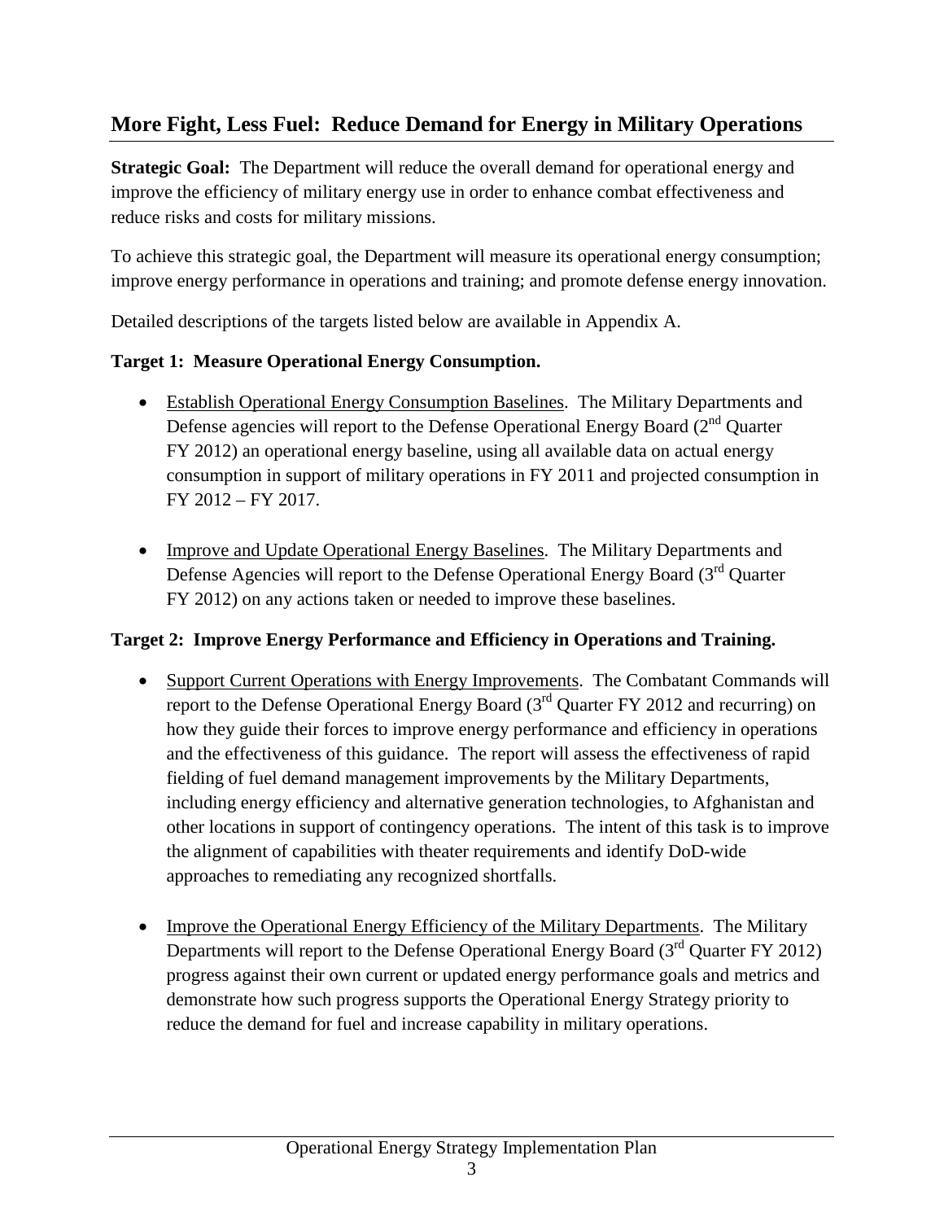## More Fight, Less Fuel: Reduce Demand for Energy in Military Operations

**Strategic Goal:** The Department will reduce the overall demand for operational energy and improve the efficiency of military energy use in order to enhance combat effectiveness and reduce risks and costs for military missions.

To achieve this strategic goal, the Department will measure its operational energy consumption; improve energy performance in operations and training; and promote defense energy innovation.

Detailed descriptions of the targets listed below are available in Appendix A.

**Target 1: Measure Operational Energy Consumption.**

- Establish Operational Energy Consumption Baselines. The Military Departments and Defense agencies will report to the Defense Operational Energy Board (2nd Quarter FY 2012) an operational energy baseline, using all available data on actual energy consumption in support of military operations in FY 2011 and projected consumption in FY 2012 – FY 2017.

- Improve and Update Operational Energy Baselines. The Military Departments and Defense Agencies will report to the Defense Operational Energy Board (3rd Quarter FY 2012) on any actions taken or needed to improve these baselines.

**Target 2: Improve Energy Performance and Efficiency in Operations and Training.**

- Support Current Operations with Energy Improvements. The Combatant Commands will report to the Defense Operational Energy Board (3rd Quarter FY 2012 and recurring) on how they guide their forces to improve energy performance and efficiency in operations and the effectiveness of this guidance. The report will assess the effectiveness of rapid fielding of fuel demand management improvements by the Military Departments, including energy efficiency and alternative generation technologies, to Afghanistan and other locations in support of contingency operations. The intent of this task is to improve the alignment of capabilities with theater requirements and identify DoD-wide approaches to remediating any recognized shortfalls.

- Improve the Operational Energy Efficiency of the Military Departments. The Military Departments will report to the Defense Operational Energy Board (3rd Quarter FY 2012) progress against their own current or updated energy performance goals and metrics and demonstrate how such progress supports the Operational Energy Strategy priority to reduce the demand for fuel and increase capability in military operations.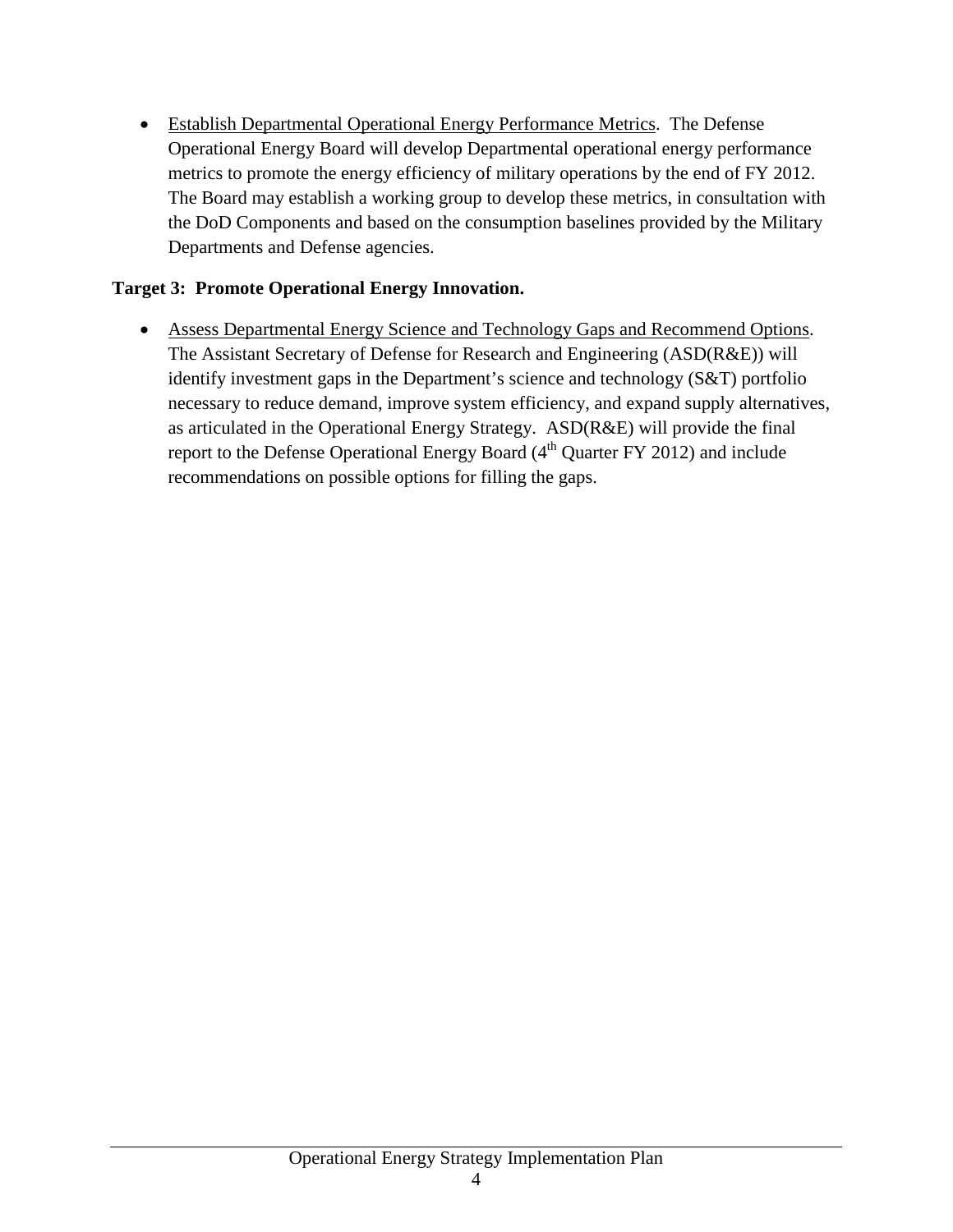- Establish Departmental Operational Energy Performance Metrics. The Defense Operational Energy Board will develop Departmental operational energy performance metrics to promote the energy efficiency of military operations by the end of FY 2012. The Board may establish a working group to develop these metrics, in consultation with the DoD Components and based on the consumption baselines provided by the Military Departments and Defense agencies.

**Target 3: Promote Operational Energy Innovation.**

- Assess Departmental Energy Science and Technology Gaps and Recommend Options. The Assistant Secretary of Defense for Research and Engineering (ASD(R&E)) will identify investment gaps in the Department's science and technology (S&T) portfolio necessary to reduce demand, improve system efficiency, and expand supply alternatives, as articulated in the Operational Energy Strategy. ASD(R&E) will provide the final report to the Defense Operational Energy Board (4th Quarter FY 2012) and include recommendations on possible options for filling the gaps.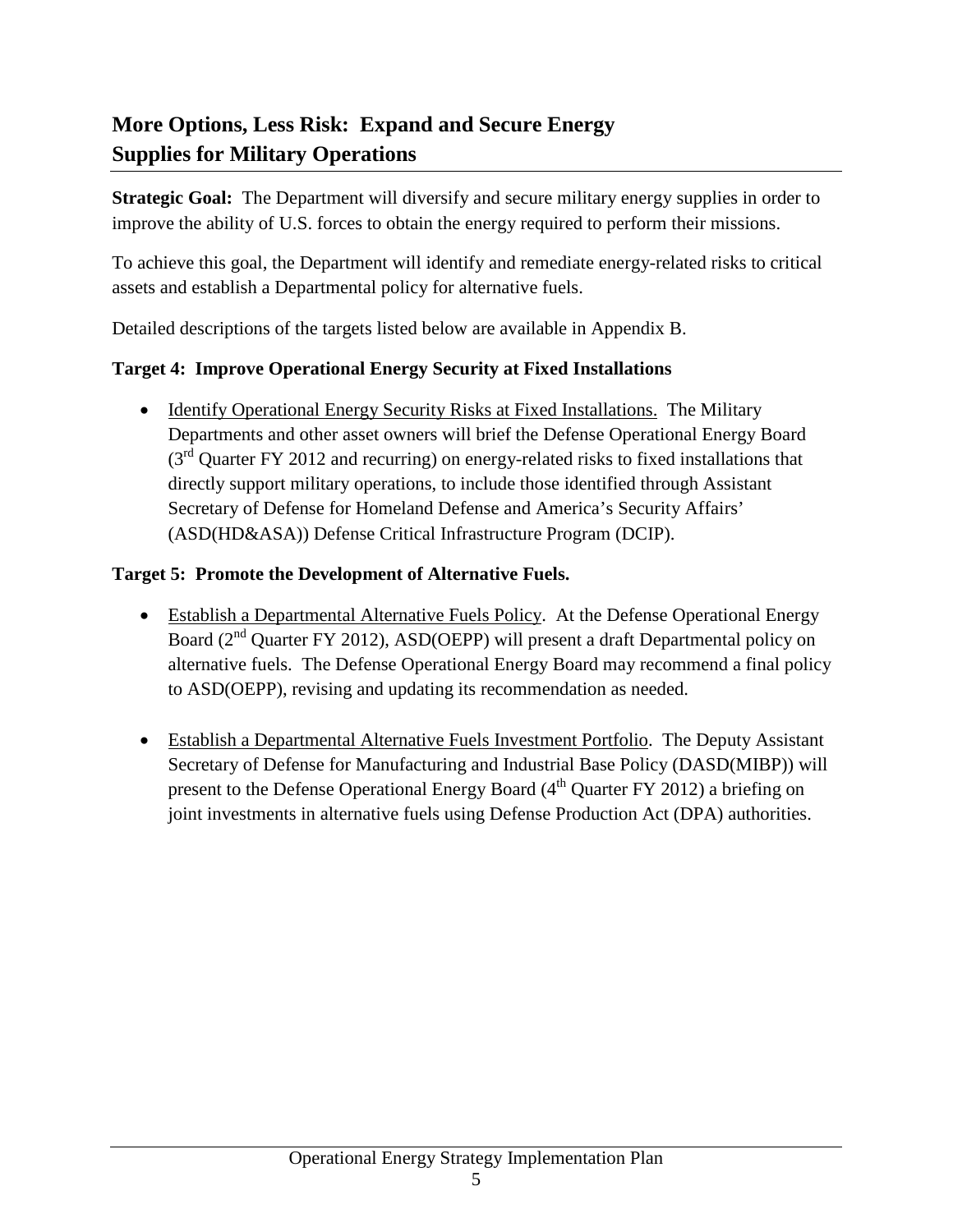## More Options, Less Risk: Expand and Secure Energy Supplies for Military Operations

**Strategic Goal:** The Department will diversify and secure military energy supplies in order to improve the ability of U.S. forces to obtain the energy required to perform their missions.

To achieve this goal, the Department will identify and remediate energy-related risks to critical assets and establish a Departmental policy for alternative fuels.

Detailed descriptions of the targets listed below are available in Appendix B.

### Target 4: Improve Operational Energy Security at Fixed Installations

- Identify Operational Energy Security Risks at Fixed Installations. The Military Departments and other asset owners will brief the Defense Operational Energy Board (3rd Quarter FY 2012 and recurring) on energy-related risks to fixed installations that directly support military operations, to include those identified through Assistant Secretary of Defense for Homeland Defense and America's Security Affairs' (ASD(HD&ASA)) Defense Critical Infrastructure Program (DCIP).

### Target 5: Promote the Development of Alternative Fuels.

- Establish a Departmental Alternative Fuels Policy. At the Defense Operational Energy Board (2nd Quarter FY 2012), ASD(OEPP) will present a draft Departmental policy on alternative fuels. The Defense Operational Energy Board may recommend a final policy to ASD(OEPP), revising and updating its recommendation as needed.

- Establish a Departmental Alternative Fuels Investment Portfolio. The Deputy Assistant Secretary of Defense for Manufacturing and Industrial Base Policy (DASD(MIBP)) will present to the Defense Operational Energy Board (4th Quarter FY 2012) a briefing on joint investments in alternative fuels using Defense Production Act (DPA) authorities.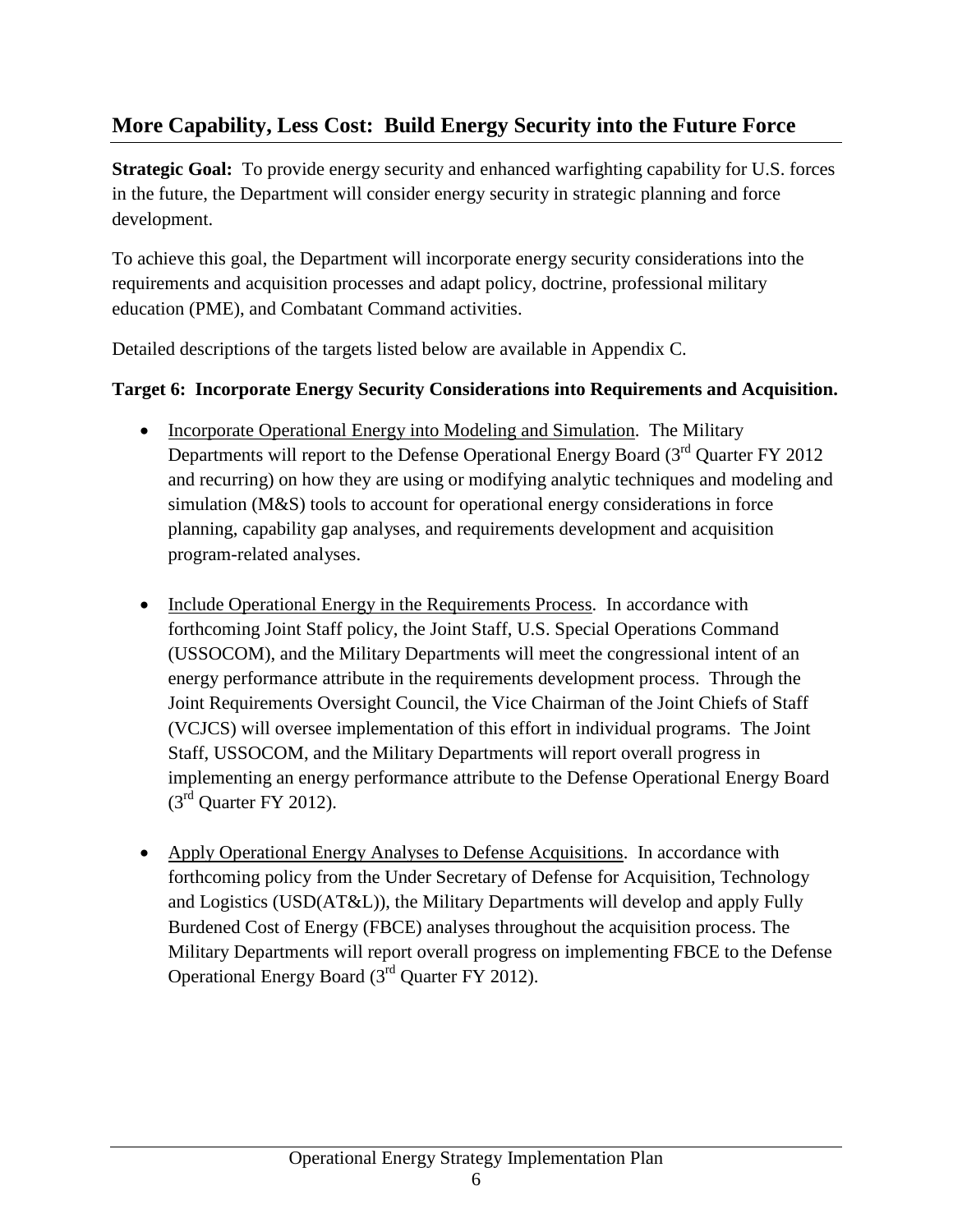## More Capability, Less Cost: Build Energy Security into the Future Force

**Strategic Goal:** To provide energy security and enhanced warfighting capability for U.S. forces in the future, the Department will consider energy security in strategic planning and force development.

To achieve this goal, the Department will incorporate energy security considerations into the requirements and acquisition processes and adapt policy, doctrine, professional military education (PME), and Combatant Command activities.

Detailed descriptions of the targets listed below are available in Appendix C.

**Target 6: Incorporate Energy Security Considerations into Requirements and Acquisition.**

- Incorporate Operational Energy into Modeling and Simulation. The Military Departments will report to the Defense Operational Energy Board (3rd Quarter FY 2012 and recurring) on how they are using or modifying analytic techniques and modeling and simulation (M&S) tools to account for operational energy considerations in force planning, capability gap analyses, and requirements development and acquisition program-related analyses.

- Include Operational Energy in the Requirements Process. In accordance with forthcoming Joint Staff policy, the Joint Staff, U.S. Special Operations Command (USSOCOM), and the Military Departments will meet the congressional intent of an energy performance attribute in the requirements development process. Through the Joint Requirements Oversight Council, the Vice Chairman of the Joint Chiefs of Staff (VCJCS) will oversee implementation of this effort in individual programs. The Joint Staff, USSOCOM, and the Military Departments will report overall progress in implementing an energy performance attribute to the Defense Operational Energy Board (3rd Quarter FY 2012).

- Apply Operational Energy Analyses to Defense Acquisitions. In accordance with forthcoming policy from the Under Secretary of Defense for Acquisition, Technology and Logistics (USD(AT&L)), the Military Departments will develop and apply Fully Burdened Cost of Energy (FBCE) analyses throughout the acquisition process. The Military Departments will report overall progress on implementing FBCE to the Defense Operational Energy Board (3rd Quarter FY 2012).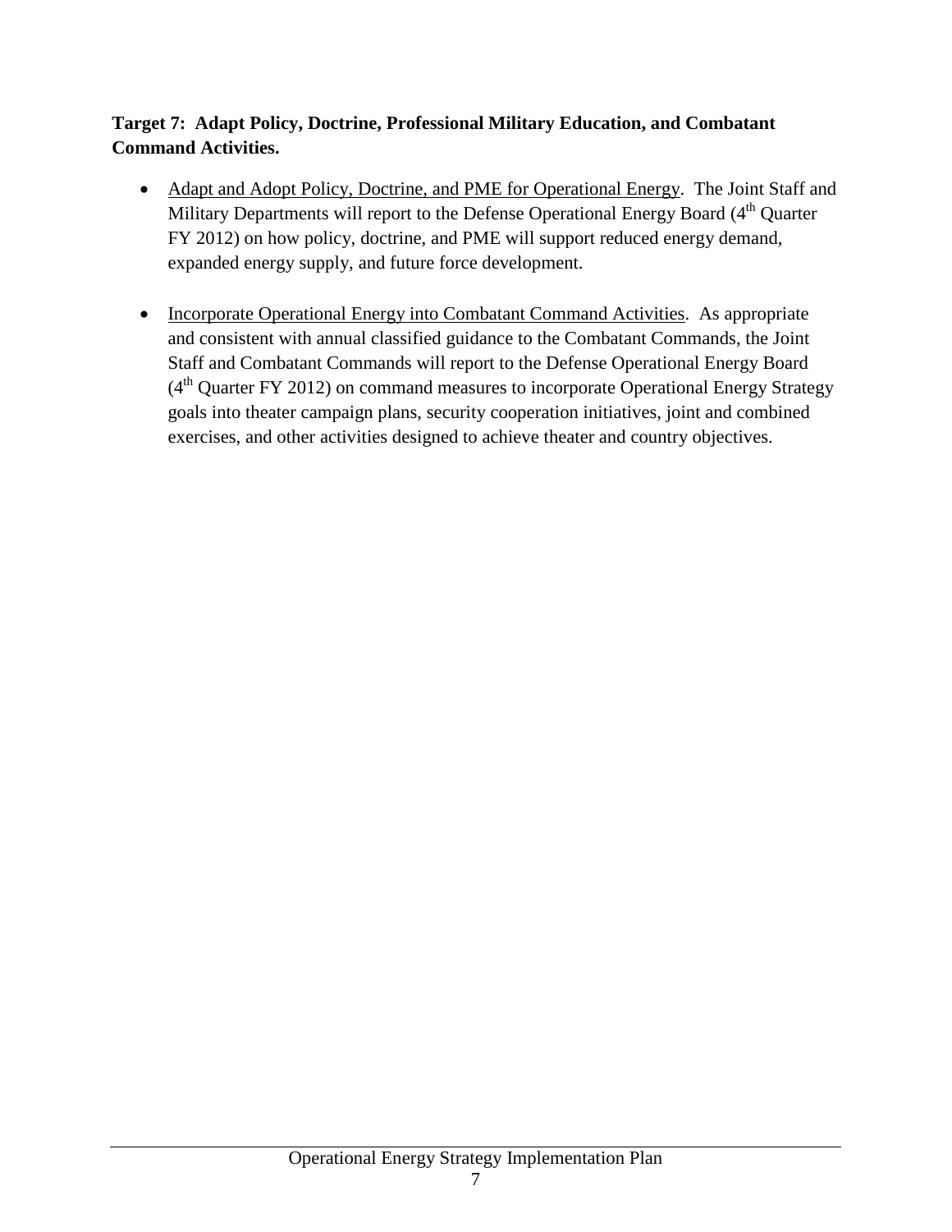**Target 7: Adapt Policy, Doctrine, Professional Military Education, and Combatant Command Activities.**

- Adapt and Adopt Policy, Doctrine, and PME for Operational Energy. The Joint Staff and Military Departments will report to the Defense Operational Energy Board (4th Quarter FY 2012) on how policy, doctrine, and PME will support reduced energy demand, expanded energy supply, and future force development.

- Incorporate Operational Energy into Combatant Command Activities. As appropriate and consistent with annual classified guidance to the Combatant Commands, the Joint Staff and Combatant Commands will report to the Defense Operational Energy Board (4th Quarter FY 2012) on command measures to incorporate Operational Energy Strategy goals into theater campaign plans, security cooperation initiatives, joint and combined exercises, and other activities designed to achieve theater and country objectives.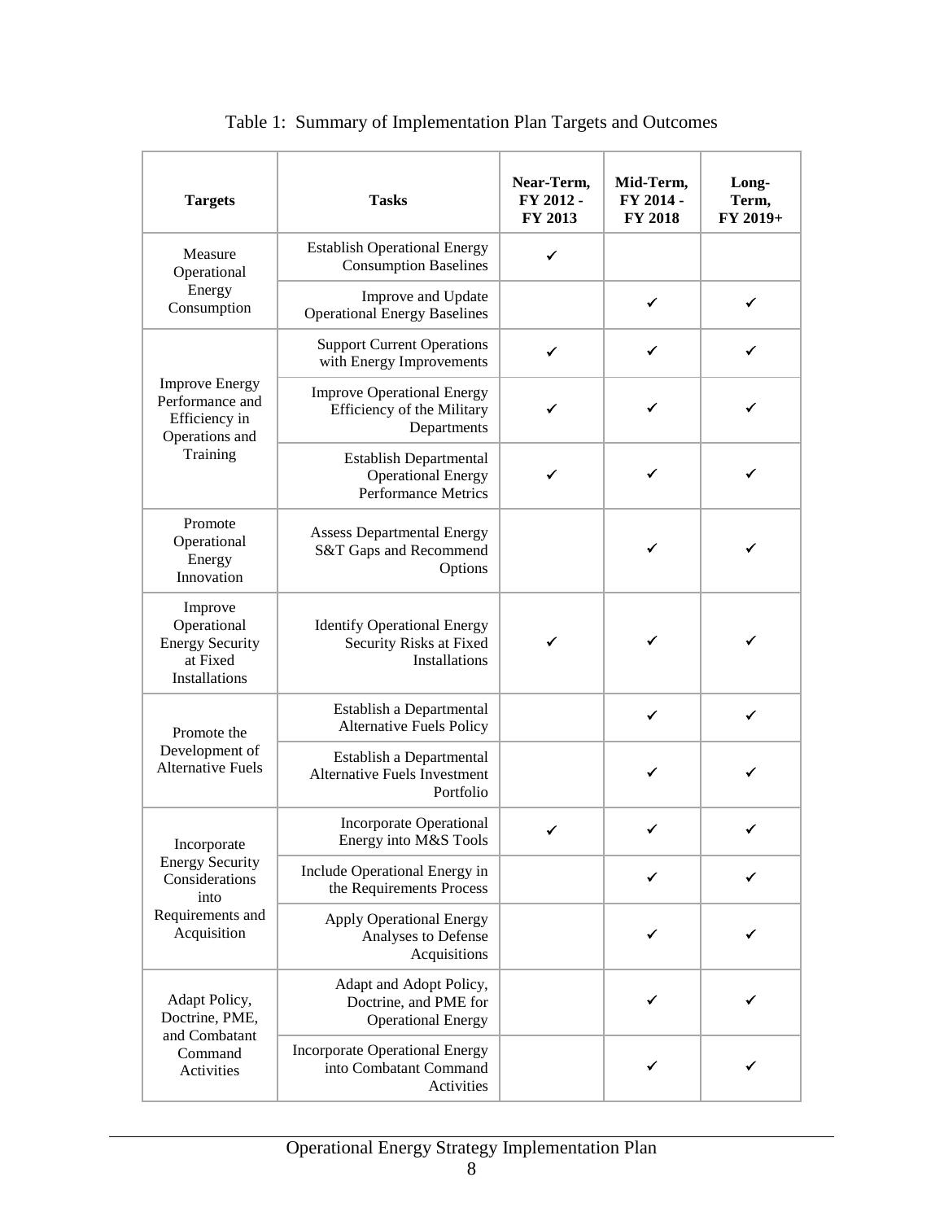Table 1: Summary of Implementation Plan Targets and Outcomes

| Targets | Tasks | Near-Term, FY 2012 - FY 2013 | Mid-Term, FY 2014 - FY 2018 | Long-Term, FY 2019+ |
|---|---|---|---|---|
| Measure Operational Energy Consumption | Establish Operational Energy Consumption Baselines | ✓ | | |
| | Improve and Update Operational Energy Baselines | | ✓ | ✓ |
| Improve Energy Performance and Efficiency in Operations and Training | Support Current Operations with Energy Improvements | ✓ | ✓ | ✓ |
| | Improve Operational Energy Efficiency of the Military Departments | ✓ | ✓ | ✓ |
| | Establish Departmental Operational Energy Performance Metrics | ✓ | ✓ | ✓ |
| Promote Operational Energy Innovation | Assess Departmental Energy S&T Gaps and Recommend Options | | ✓ | ✓ |
| Improve Operational Energy Security at Fixed Installations | Identify Operational Energy Security Risks at Fixed Installations | ✓ | ✓ | ✓ |
| Promote the Development of Alternative Fuels | Establish a Departmental Alternative Fuels Policy | | ✓ | ✓ |
| | Establish a Departmental Alternative Fuels Investment Portfolio | | ✓ | ✓ |
| Incorporate Energy Security Considerations into Requirements and Acquisition | Incorporate Operational Energy into M&S Tools | ✓ | ✓ | ✓ |
| | Include Operational Energy in the Requirements Process | | ✓ | ✓ |
| | Apply Operational Energy Analyses to Defense Acquisitions | | ✓ | ✓ |
| Adapt Policy, Doctrine, PME, and Combatant Command Activities | Adapt and Adopt Policy, Doctrine, and PME for Operational Energy | | ✓ | ✓ |
| | Incorporate Operational Energy into Combatant Command Activities | | ✓ | ✓ |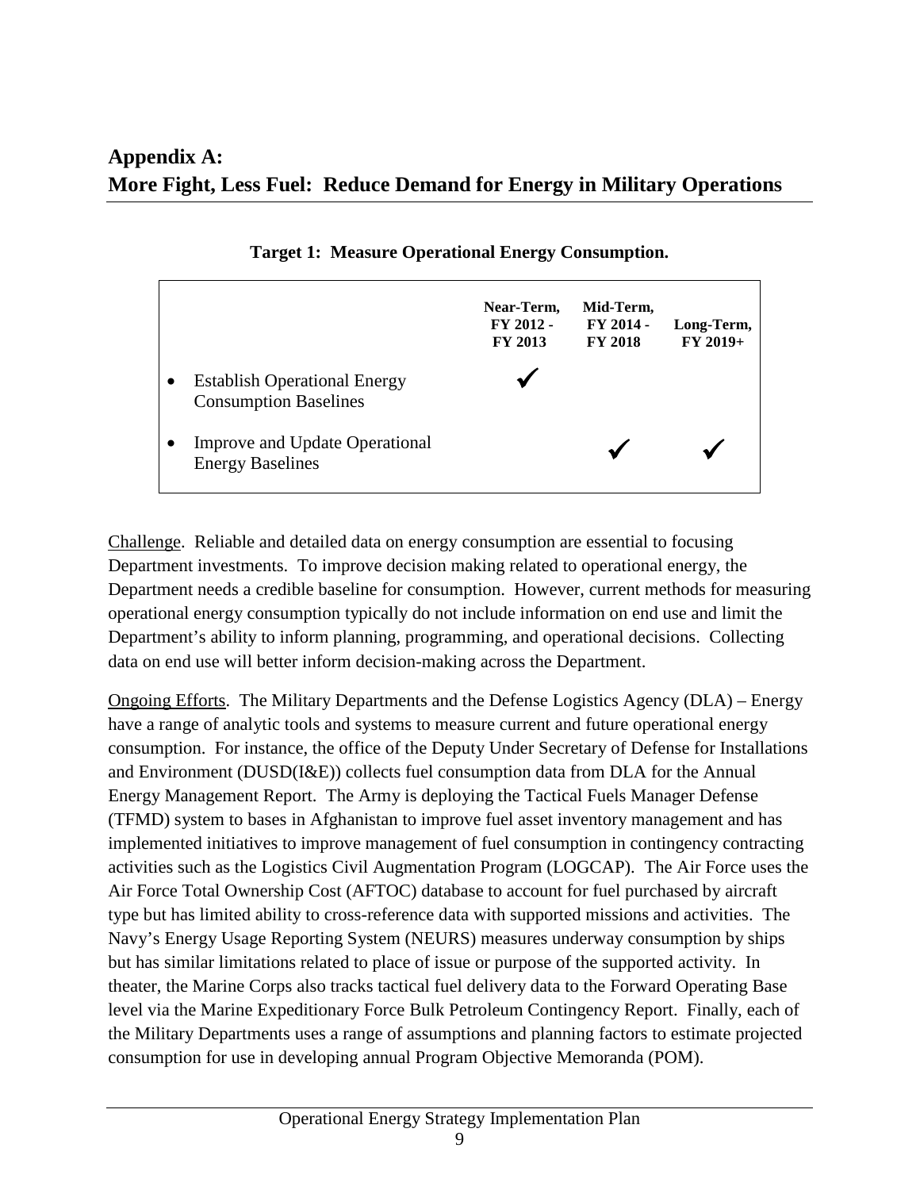# Appendix A:
# More Fight, Less Fuel: Reduce Demand for Energy in Military Operations

**Target 1: Measure Operational Energy Consumption.**

| | Near-Term, FY 2012 - FY 2013 | Mid-Term, FY 2014 - FY 2018 | Long-Term, FY 2019+ |
|---|---|---|---|
| • Establish Operational Energy Consumption Baselines | ✓ | | |
| • Improve and Update Operational Energy Baselines | | ✓ | ✓ |

Challenge. Reliable and detailed data on energy consumption are essential to focusing Department investments. To improve decision making related to operational energy, the Department needs a credible baseline for consumption. However, current methods for measuring operational energy consumption typically do not include information on end use and limit the Department's ability to inform planning, programming, and operational decisions. Collecting data on end use will better inform decision-making across the Department.

Ongoing Efforts. The Military Departments and the Defense Logistics Agency (DLA) – Energy have a range of analytic tools and systems to measure current and future operational energy consumption. For instance, the office of the Deputy Under Secretary of Defense for Installations and Environment (DUSD(I&E)) collects fuel consumption data from DLA for the Annual Energy Management Report. The Army is deploying the Tactical Fuels Manager Defense (TFMD) system to bases in Afghanistan to improve fuel asset inventory management and has implemented initiatives to improve management of fuel consumption in contingency contracting activities such as the Logistics Civil Augmentation Program (LOGCAP). The Air Force uses the Air Force Total Ownership Cost (AFTOC) database to account for fuel purchased by aircraft type but has limited ability to cross-reference data with supported missions and activities. The Navy's Energy Usage Reporting System (NEURS) measures underway consumption by ships but has similar limitations related to place of issue or purpose of the supported activity. In theater, the Marine Corps also tracks tactical fuel delivery data to the Forward Operating Base level via the Marine Expeditionary Force Bulk Petroleum Contingency Report. Finally, each of the Military Departments uses a range of assumptions and planning factors to estimate projected consumption for use in developing annual Program Objective Memoranda (POM).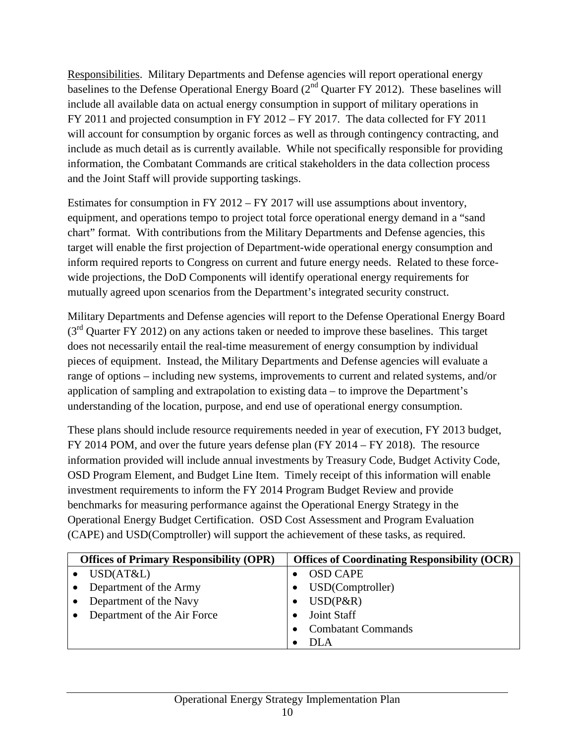Responsibilities. Military Departments and Defense agencies will report operational energy baselines to the Defense Operational Energy Board (2nd Quarter FY 2012). These baselines will include all available data on actual energy consumption in support of military operations in FY 2011 and projected consumption in FY 2012 – FY 2017. The data collected for FY 2011 will account for consumption by organic forces as well as through contingency contracting, and include as much detail as is currently available. While not specifically responsible for providing information, the Combatant Commands are critical stakeholders in the data collection process and the Joint Staff will provide supporting taskings.

Estimates for consumption in FY 2012 – FY 2017 will use assumptions about inventory, equipment, and operations tempo to project total force operational energy demand in a "sand chart" format. With contributions from the Military Departments and Defense agencies, this target will enable the first projection of Department-wide operational energy consumption and inform required reports to Congress on current and future energy needs. Related to these force-wide projections, the DoD Components will identify operational energy requirements for mutually agreed upon scenarios from the Department's integrated security construct.

Military Departments and Defense agencies will report to the Defense Operational Energy Board (3rd Quarter FY 2012) on any actions taken or needed to improve these baselines. This target does not necessarily entail the real-time measurement of energy consumption by individual pieces of equipment. Instead, the Military Departments and Defense agencies will evaluate a range of options – including new systems, improvements to current and related systems, and/or application of sampling and extrapolation to existing data – to improve the Department's understanding of the location, purpose, and end use of operational energy consumption.

These plans should include resource requirements needed in year of execution, FY 2013 budget, FY 2014 POM, and over the future years defense plan (FY 2014 – FY 2018). The resource information provided will include annual investments by Treasury Code, Budget Activity Code, OSD Program Element, and Budget Line Item. Timely receipt of this information will enable investment requirements to inform the FY 2014 Program Budget Review and provide benchmarks for measuring performance against the Operational Energy Strategy in the Operational Energy Budget Certification. OSD Cost Assessment and Program Evaluation (CAPE) and USD(Comptroller) will support the achievement of these tasks, as required.

| Offices of Primary Responsibility (OPR) | Offices of Coordinating Responsibility (OCR) |
|---|---|
| • USD(AT&L)<br>• Department of the Army<br>• Department of the Navy<br>• Department of the Air Force | • OSD CAPE<br>• USD(Comptroller)<br>• USD(P&R)<br>• Joint Staff<br>• Combatant Commands<br>• DLA |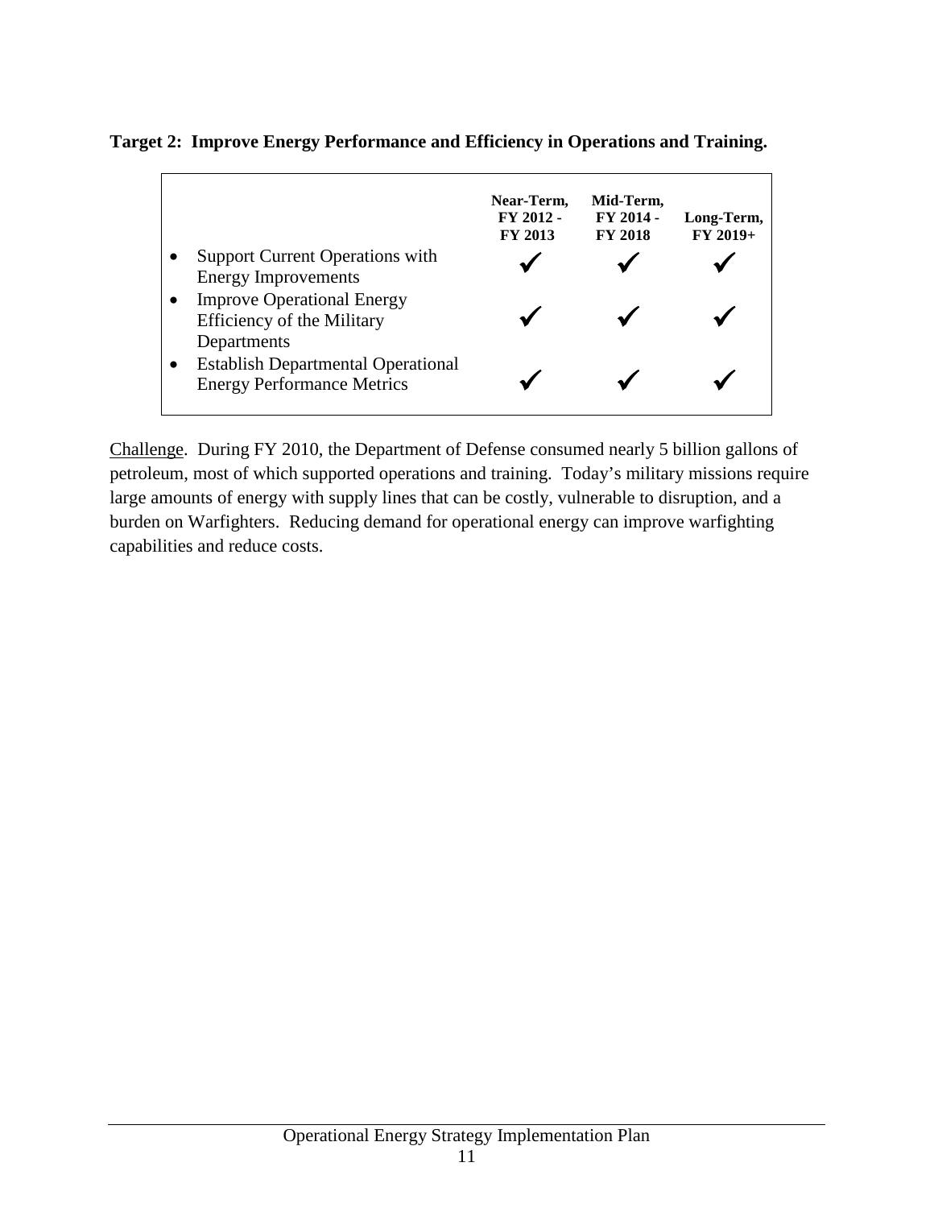**Target 2: Improve Energy Performance and Efficiency in Operations and Training.**

| | Near-Term, FY 2012 - FY 2013 | Mid-Term, FY 2014 - FY 2018 | Long-Term, FY 2019+ |
|---|---|---|---|
| • Support Current Operations with Energy Improvements | ✓ | ✓ | ✓ |
| • Improve Operational Energy Efficiency of the Military Departments | ✓ | ✓ | ✓ |
| • Establish Departmental Operational Energy Performance Metrics | ✓ | ✓ | ✓ |

<u>Challenge</u>. During FY 2010, the Department of Defense consumed nearly 5 billion gallons of petroleum, most of which supported operations and training. Today's military missions require large amounts of energy with supply lines that can be costly, vulnerable to disruption, and a burden on Warfighters. Reducing demand for operational energy can improve warfighting capabilities and reduce costs.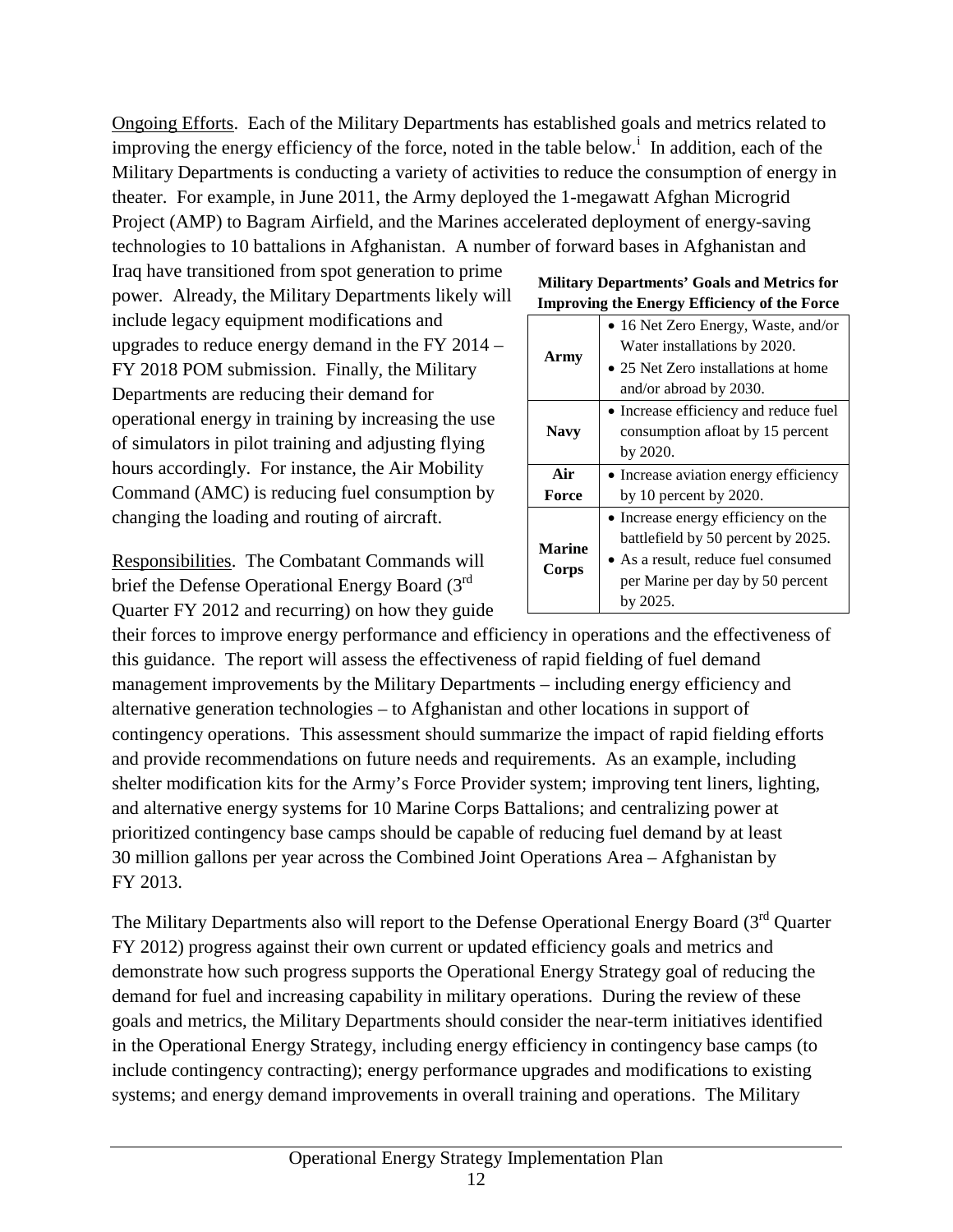Ongoing Efforts. Each of the Military Departments has established goals and metrics related to improving the energy efficiency of the force, noted in the table below.[i] In addition, each of the Military Departments is conducting a variety of activities to reduce the consumption of energy in theater. For example, in June 2011, the Army deployed the 1-megawatt Afghan Microgrid Project (AMP) to Bagram Airfield, and the Marines accelerated deployment of energy-saving technologies to 10 battalions in Afghanistan. A number of forward bases in Afghanistan and Iraq have transitioned from spot generation to prime power. Already, the Military Departments likely will include legacy equipment modifications and upgrades to reduce energy demand in the FY 2014 – FY 2018 POM submission. Finally, the Military Departments are reducing their demand for operational energy in training by increasing the use of simulators in pilot training and adjusting flying hours accordingly. For instance, the Air Mobility Command (AMC) is reducing fuel consumption by changing the loading and routing of aircraft.

**Military Departments' Goals and Metrics for Improving the Energy Efficiency of the Force**

| | |
|---|---|
| **Army** | • 16 Net Zero Energy, Waste, and/or Water installations by 2020.<br>• 25 Net Zero installations at home and/or abroad by 2030. |
| **Navy** | • Increase efficiency and reduce fuel consumption afloat by 15 percent by 2020. |
| **Air Force** | • Increase aviation energy efficiency by 10 percent by 2020. |
| **Marine Corps** | • Increase energy efficiency on the battlefield by 50 percent by 2025.<br>• As a result, reduce fuel consumed per Marine per day by 50 percent by 2025. |

Responsibilities. The Combatant Commands will brief the Defense Operational Energy Board (3rd Quarter FY 2012 and recurring) on how they guide their forces to improve energy performance and efficiency in operations and the effectiveness of this guidance. The report will assess the effectiveness of rapid fielding of fuel demand management improvements by the Military Departments – including energy efficiency and alternative generation technologies – to Afghanistan and other locations in support of contingency operations. This assessment should summarize the impact of rapid fielding efforts and provide recommendations on future needs and requirements. As an example, including shelter modification kits for the Army's Force Provider system; improving tent liners, lighting, and alternative energy systems for 10 Marine Corps Battalions; and centralizing power at prioritized contingency base camps should be capable of reducing fuel demand by at least 30 million gallons per year across the Combined Joint Operations Area – Afghanistan by FY 2013.

The Military Departments also will report to the Defense Operational Energy Board (3rd Quarter FY 2012) progress against their own current or updated efficiency goals and metrics and demonstrate how such progress supports the Operational Energy Strategy goal of reducing the demand for fuel and increasing capability in military operations. During the review of these goals and metrics, the Military Departments should consider the near-term initiatives identified in the Operational Energy Strategy, including energy efficiency in contingency base camps (to include contingency contracting); energy performance upgrades and modifications to existing systems; and energy demand improvements in overall training and operations. The Military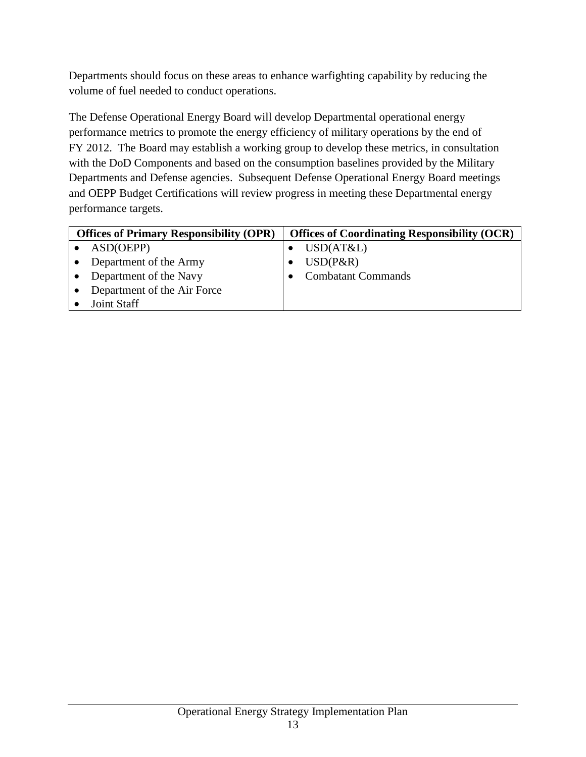Departments should focus on these areas to enhance warfighting capability by reducing the volume of fuel needed to conduct operations.

The Defense Operational Energy Board will develop Departmental operational energy performance metrics to promote the energy efficiency of military operations by the end of FY 2012. The Board may establish a working group to develop these metrics, in consultation with the DoD Components and based on the consumption baselines provided by the Military Departments and Defense agencies. Subsequent Defense Operational Energy Board meetings and OEPP Budget Certifications will review progress in meeting these Departmental energy performance targets.

| Offices of Primary Responsibility (OPR) | Offices of Coordinating Responsibility (OCR) |
| --- | --- |
| • ASD(OEPP)<br>• Department of the Army<br>• Department of the Navy<br>• Department of the Air Force<br>• Joint Staff | • USD(AT&L)<br>• USD(P&R)<br>• Combatant Commands |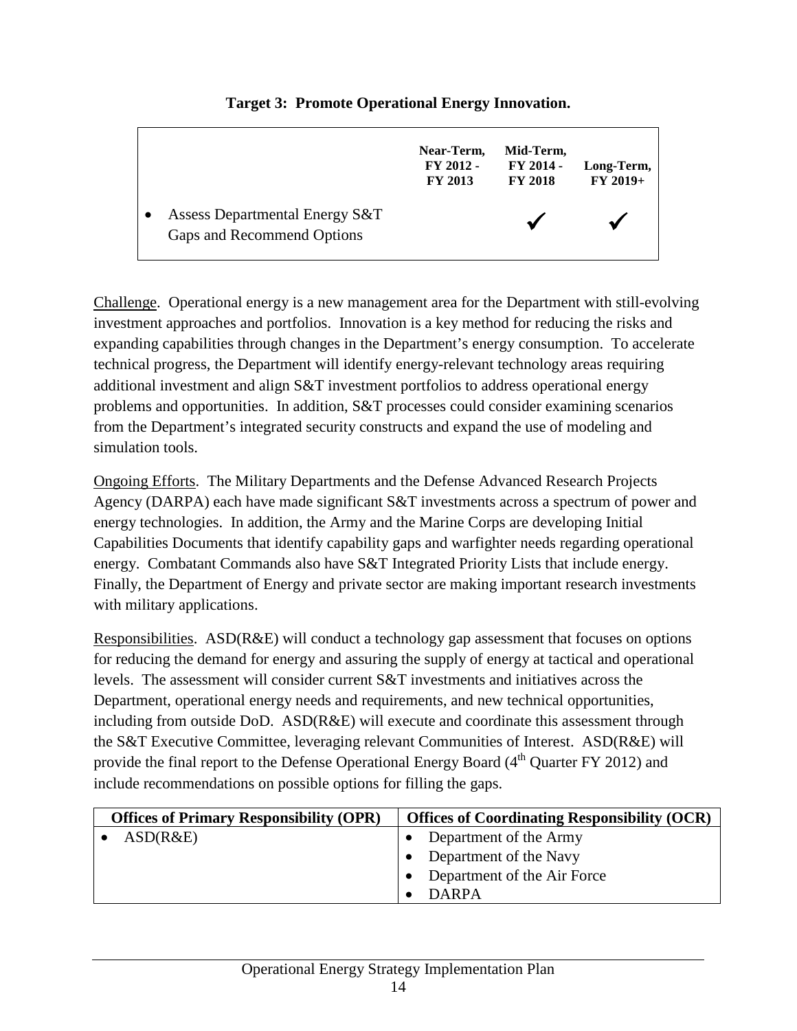**Target 3: Promote Operational Energy Innovation.**

| | Near-Term, FY 2012 - FY 2013 | Mid-Term, FY 2014 - FY 2018 | Long-Term, FY 2019+ |
|---|---|---|---|
| • Assess Departmental Energy S&T Gaps and Recommend Options | | ✓ | ✓ |

Challenge. Operational energy is a new management area for the Department with still-evolving investment approaches and portfolios. Innovation is a key method for reducing the risks and expanding capabilities through changes in the Department's energy consumption. To accelerate technical progress, the Department will identify energy-relevant technology areas requiring additional investment and align S&T investment portfolios to address operational energy problems and opportunities. In addition, S&T processes could consider examining scenarios from the Department's integrated security constructs and expand the use of modeling and simulation tools.

Ongoing Efforts. The Military Departments and the Defense Advanced Research Projects Agency (DARPA) each have made significant S&T investments across a spectrum of power and energy technologies. In addition, the Army and the Marine Corps are developing Initial Capabilities Documents that identify capability gaps and warfighter needs regarding operational energy. Combatant Commands also have S&T Integrated Priority Lists that include energy. Finally, the Department of Energy and private sector are making important research investments with military applications.

Responsibilities. ASD(R&E) will conduct a technology gap assessment that focuses on options for reducing the demand for energy and assuring the supply of energy at tactical and operational levels. The assessment will consider current S&T investments and initiatives across the Department, operational energy needs and requirements, and new technical opportunities, including from outside DoD. ASD(R&E) will execute and coordinate this assessment through the S&T Executive Committee, leveraging relevant Communities of Interest. ASD(R&E) will provide the final report to the Defense Operational Energy Board (4th Quarter FY 2012) and include recommendations on possible options for filling the gaps.

| Offices of Primary Responsibility (OPR) | Offices of Coordinating Responsibility (OCR) |
|---|---|
| • ASD(R&E) | • Department of the Army<br>• Department of the Navy<br>• Department of the Air Force<br>• DARPA |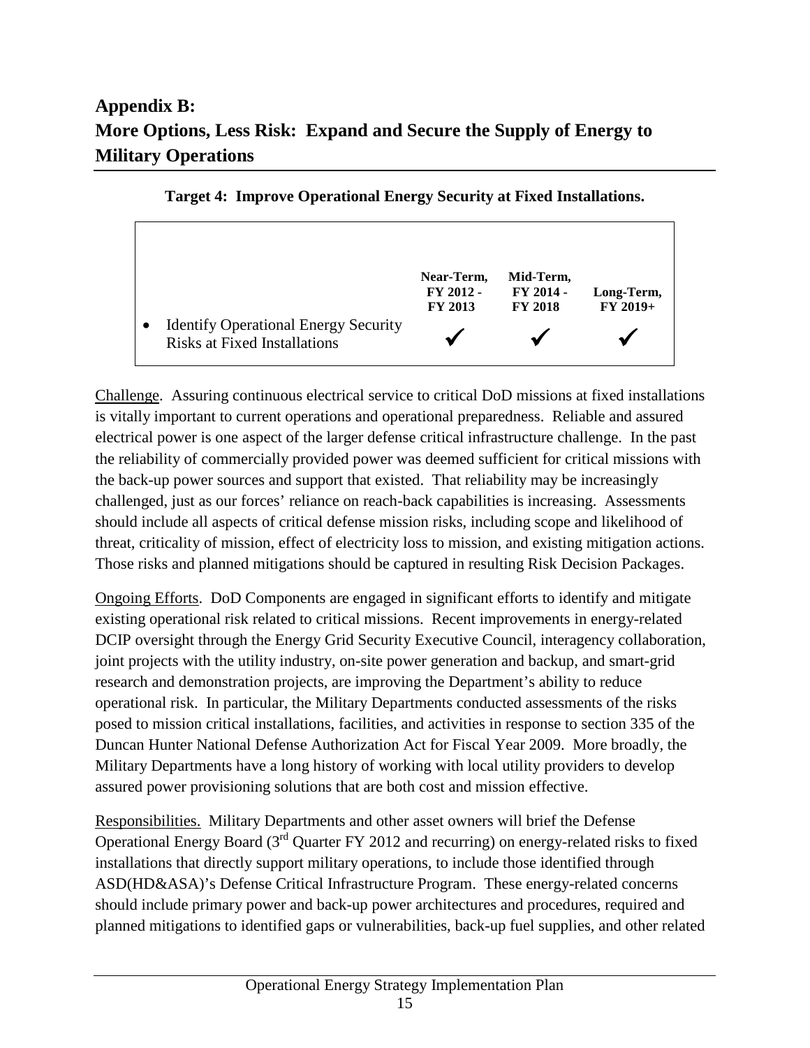# Appendix B: More Options, Less Risk: Expand and Secure the Supply of Energy to Military Operations

**Target 4: Improve Operational Energy Security at Fixed Installations.**

| | Near-Term, FY 2012 - FY 2013 | Mid-Term, FY 2014 - FY 2018 | Long-Term, FY 2019+ |
|---|---|---|---|
| • Identify Operational Energy Security Risks at Fixed Installations | ✓ | ✓ | ✓ |

Challenge. Assuring continuous electrical service to critical DoD missions at fixed installations is vitally important to current operations and operational preparedness. Reliable and assured electrical power is one aspect of the larger defense critical infrastructure challenge. In the past the reliability of commercially provided power was deemed sufficient for critical missions with the back-up power sources and support that existed. That reliability may be increasingly challenged, just as our forces' reliance on reach-back capabilities is increasing. Assessments should include all aspects of critical defense mission risks, including scope and likelihood of threat, criticality of mission, effect of electricity loss to mission, and existing mitigation actions. Those risks and planned mitigations should be captured in resulting Risk Decision Packages.

Ongoing Efforts. DoD Components are engaged in significant efforts to identify and mitigate existing operational risk related to critical missions. Recent improvements in energy-related DCIP oversight through the Energy Grid Security Executive Council, interagency collaboration, joint projects with the utility industry, on-site power generation and backup, and smart-grid research and demonstration projects, are improving the Department's ability to reduce operational risk. In particular, the Military Departments conducted assessments of the risks posed to mission critical installations, facilities, and activities in response to section 335 of the Duncan Hunter National Defense Authorization Act for Fiscal Year 2009. More broadly, the Military Departments have a long history of working with local utility providers to develop assured power provisioning solutions that are both cost and mission effective.

Responsibilities. Military Departments and other asset owners will brief the Defense Operational Energy Board (3rd Quarter FY 2012 and recurring) on energy-related risks to fixed installations that directly support military operations, to include those identified through ASD(HD&ASA)'s Defense Critical Infrastructure Program. These energy-related concerns should include primary power and back-up power architectures and procedures, required and planned mitigations to identified gaps or vulnerabilities, back-up fuel supplies, and other related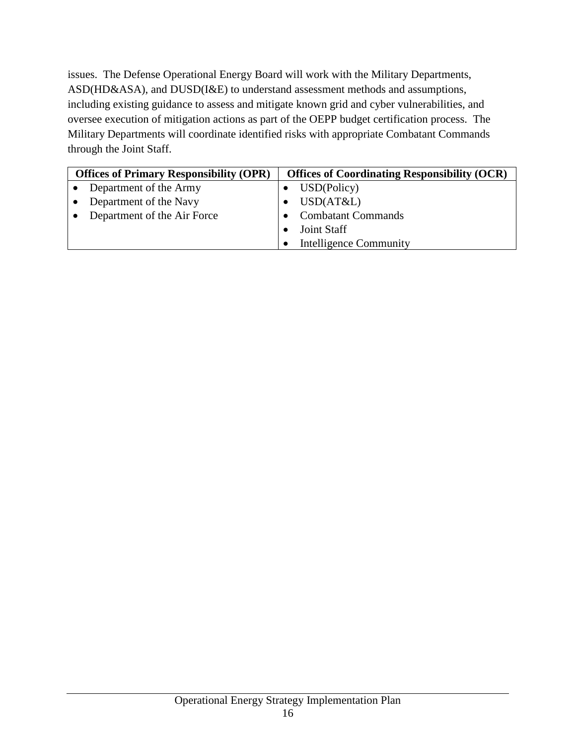issues. The Defense Operational Energy Board will work with the Military Departments, ASD(HD&ASA), and DUSD(I&E) to understand assessment methods and assumptions, including existing guidance to assess and mitigate known grid and cyber vulnerabilities, and oversee execution of mitigation actions as part of the OEPP budget certification process. The Military Departments will coordinate identified risks with appropriate Combatant Commands through the Joint Staff.

| Offices of Primary Responsibility (OPR) | Offices of Coordinating Responsibility (OCR) |
|---|---|
| • Department of the Army<br>• Department of the Navy<br>• Department of the Air Force | • USD(Policy)<br>• USD(AT&L)<br>• Combatant Commands<br>• Joint Staff<br>• Intelligence Community |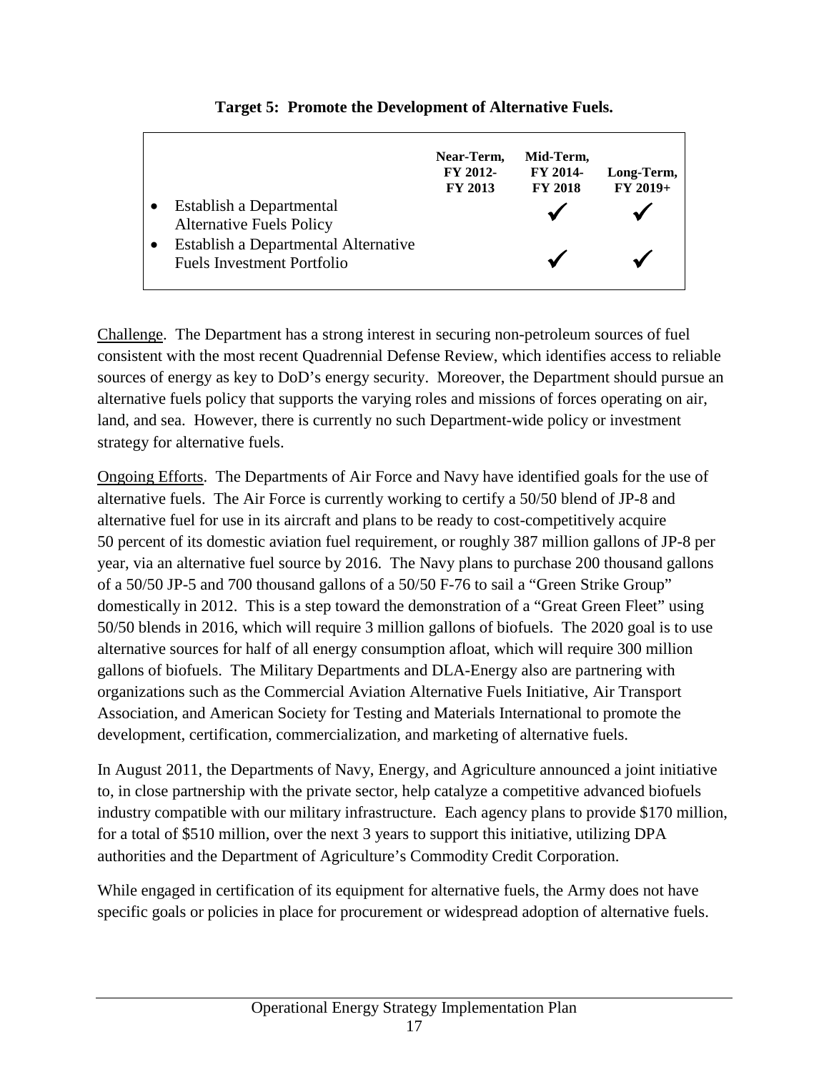**Target 5: Promote the Development of Alternative Fuels.**

| | Near-Term, FY 2012-FY 2013 | Mid-Term, FY 2014-FY 2018 | Long-Term, FY 2019+ |
|---|---|---|---|
| • Establish a Departmental Alternative Fuels Policy | | ✓ | ✓ |
| • Establish a Departmental Alternative Fuels Investment Portfolio | | ✓ | ✓ |

Challenge. The Department has a strong interest in securing non-petroleum sources of fuel consistent with the most recent Quadrennial Defense Review, which identifies access to reliable sources of energy as key to DoD's energy security. Moreover, the Department should pursue an alternative fuels policy that supports the varying roles and missions of forces operating on air, land, and sea. However, there is currently no such Department-wide policy or investment strategy for alternative fuels.

Ongoing Efforts. The Departments of Air Force and Navy have identified goals for the use of alternative fuels. The Air Force is currently working to certify a 50/50 blend of JP-8 and alternative fuel for use in its aircraft and plans to be ready to cost-competitively acquire 50 percent of its domestic aviation fuel requirement, or roughly 387 million gallons of JP-8 per year, via an alternative fuel source by 2016. The Navy plans to purchase 200 thousand gallons of a 50/50 JP-5 and 700 thousand gallons of a 50/50 F-76 to sail a "Green Strike Group" domestically in 2012. This is a step toward the demonstration of a "Great Green Fleet" using 50/50 blends in 2016, which will require 3 million gallons of biofuels. The 2020 goal is to use alternative sources for half of all energy consumption afloat, which will require 300 million gallons of biofuels. The Military Departments and DLA-Energy also are partnering with organizations such as the Commercial Aviation Alternative Fuels Initiative, Air Transport Association, and American Society for Testing and Materials International to promote the development, certification, commercialization, and marketing of alternative fuels.

In August 2011, the Departments of Navy, Energy, and Agriculture announced a joint initiative to, in close partnership with the private sector, help catalyze a competitive advanced biofuels industry compatible with our military infrastructure. Each agency plans to provide $170 million, for a total of $510 million, over the next 3 years to support this initiative, utilizing DPA authorities and the Department of Agriculture's Commodity Credit Corporation.

While engaged in certification of its equipment for alternative fuels, the Army does not have specific goals or policies in place for procurement or widespread adoption of alternative fuels.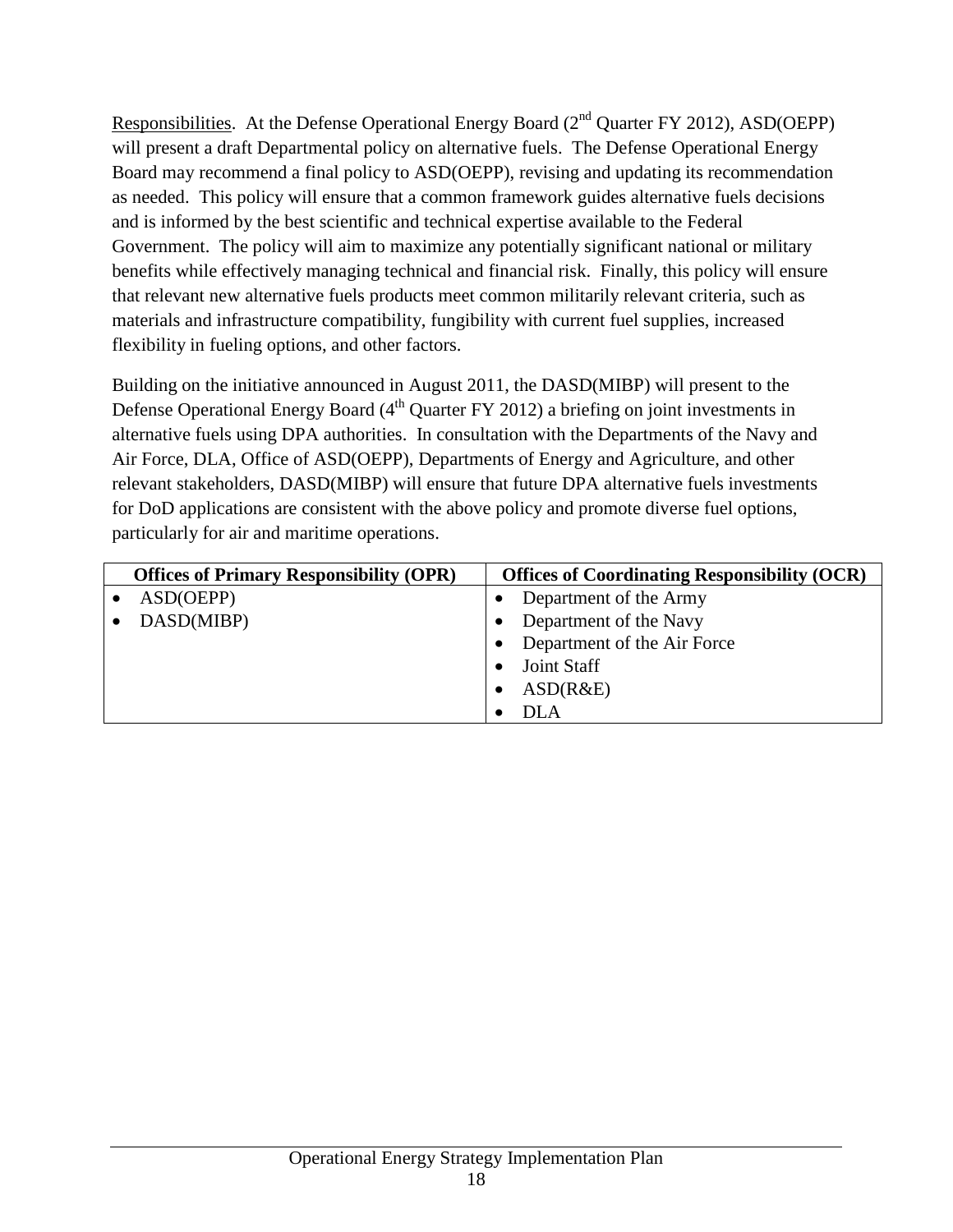Responsibilities. At the Defense Operational Energy Board (2nd Quarter FY 2012), ASD(OEPP) will present a draft Departmental policy on alternative fuels. The Defense Operational Energy Board may recommend a final policy to ASD(OEPP), revising and updating its recommendation as needed. This policy will ensure that a common framework guides alternative fuels decisions and is informed by the best scientific and technical expertise available to the Federal Government. The policy will aim to maximize any potentially significant national or military benefits while effectively managing technical and financial risk. Finally, this policy will ensure that relevant new alternative fuels products meet common militarily relevant criteria, such as materials and infrastructure compatibility, fungibility with current fuel supplies, increased flexibility in fueling options, and other factors.

Building on the initiative announced in August 2011, the DASD(MIBP) will present to the Defense Operational Energy Board (4th Quarter FY 2012) a briefing on joint investments in alternative fuels using DPA authorities. In consultation with the Departments of the Navy and Air Force, DLA, Office of ASD(OEPP), Departments of Energy and Agriculture, and other relevant stakeholders, DASD(MIBP) will ensure that future DPA alternative fuels investments for DoD applications are consistent with the above policy and promote diverse fuel options, particularly for air and maritime operations.

| Offices of Primary Responsibility (OPR) | Offices of Coordinating Responsibility (OCR) |
|---|---|
| • ASD(OEPP)<br>• DASD(MIBP) | • Department of the Army<br>• Department of the Navy<br>• Department of the Air Force<br>• Joint Staff<br>• ASD(R&E)<br>• DLA |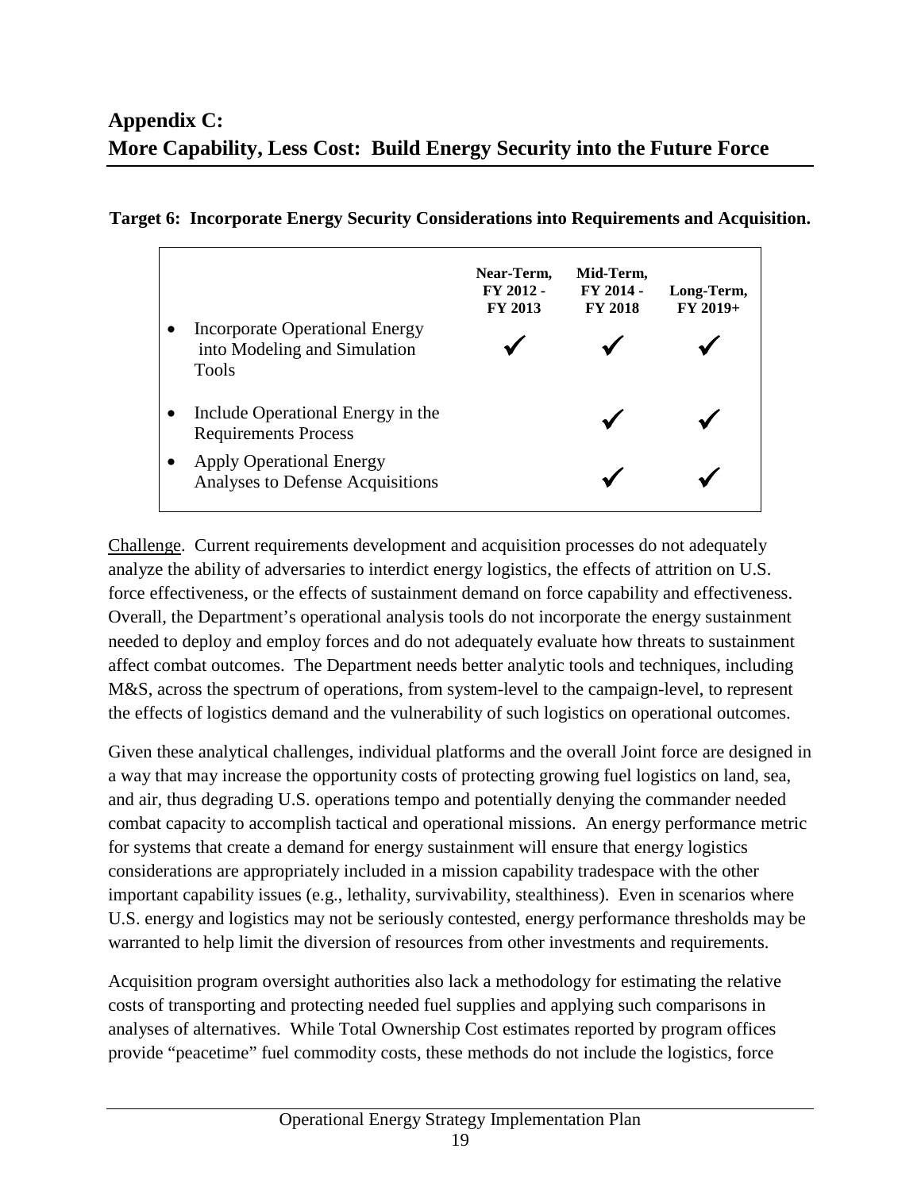# Appendix C: More Capability, Less Cost: Build Energy Security into the Future Force

**Target 6: Incorporate Energy Security Considerations into Requirements and Acquisition.**

| | Near-Term, FY 2012 - FY 2013 | Mid-Term, FY 2014 - FY 2018 | Long-Term, FY 2019+ |
|---|---|---|---|
| • Incorporate Operational Energy into Modeling and Simulation Tools | ✓ | ✓ | ✓ |
| • Include Operational Energy in the Requirements Process | | ✓ | ✓ |
| • Apply Operational Energy Analyses to Defense Acquisitions | | ✓ | ✓ |

Challenge. Current requirements development and acquisition processes do not adequately analyze the ability of adversaries to interdict energy logistics, the effects of attrition on U.S. force effectiveness, or the effects of sustainment demand on force capability and effectiveness. Overall, the Department's operational analysis tools do not incorporate the energy sustainment needed to deploy and employ forces and do not adequately evaluate how threats to sustainment affect combat outcomes. The Department needs better analytic tools and techniques, including M&S, across the spectrum of operations, from system-level to the campaign-level, to represent the effects of logistics demand and the vulnerability of such logistics on operational outcomes.

Given these analytical challenges, individual platforms and the overall Joint force are designed in a way that may increase the opportunity costs of protecting growing fuel logistics on land, sea, and air, thus degrading U.S. operations tempo and potentially denying the commander needed combat capacity to accomplish tactical and operational missions. An energy performance metric for systems that create a demand for energy sustainment will ensure that energy logistics considerations are appropriately included in a mission capability tradespace with the other important capability issues (e.g., lethality, survivability, stealthiness). Even in scenarios where U.S. energy and logistics may not be seriously contested, energy performance thresholds may be warranted to help limit the diversion of resources from other investments and requirements.

Acquisition program oversight authorities also lack a methodology for estimating the relative costs of transporting and protecting needed fuel supplies and applying such comparisons in analyses of alternatives. While Total Ownership Cost estimates reported by program offices provide "peacetime" fuel commodity costs, these methods do not include the logistics, force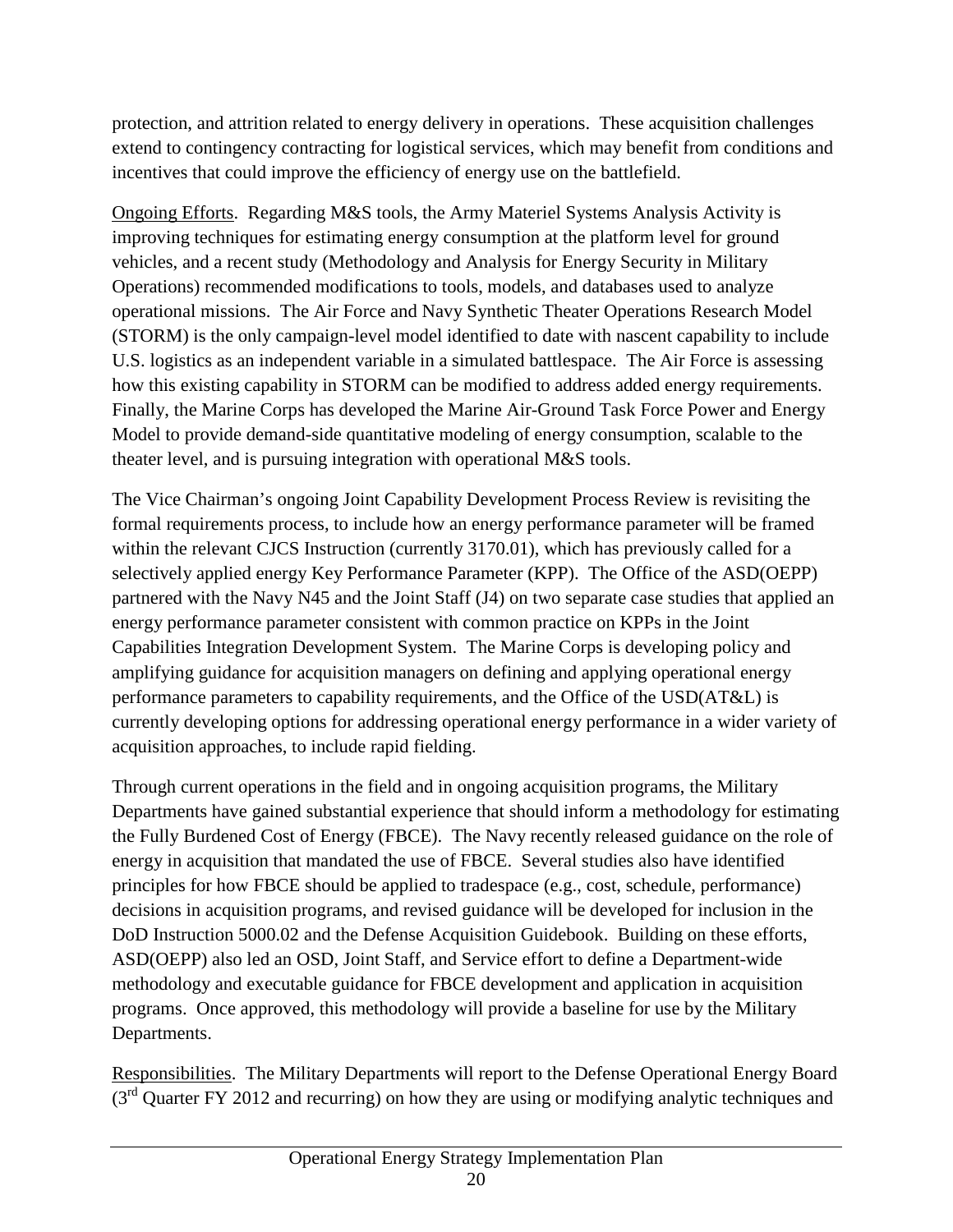protection, and attrition related to energy delivery in operations. These acquisition challenges extend to contingency contracting for logistical services, which may benefit from conditions and incentives that could improve the efficiency of energy use on the battlefield.

<u>Ongoing Efforts</u>. Regarding M&S tools, the Army Materiel Systems Analysis Activity is improving techniques for estimating energy consumption at the platform level for ground vehicles, and a recent study (Methodology and Analysis for Energy Security in Military Operations) recommended modifications to tools, models, and databases used to analyze operational missions. The Air Force and Navy Synthetic Theater Operations Research Model (STORM) is the only campaign-level model identified to date with nascent capability to include U.S. logistics as an independent variable in a simulated battlespace. The Air Force is assessing how this existing capability in STORM can be modified to address added energy requirements. Finally, the Marine Corps has developed the Marine Air-Ground Task Force Power and Energy Model to provide demand-side quantitative modeling of energy consumption, scalable to the theater level, and is pursuing integration with operational M&S tools.

The Vice Chairman's ongoing Joint Capability Development Process Review is revisiting the formal requirements process, to include how an energy performance parameter will be framed within the relevant CJCS Instruction (currently 3170.01), which has previously called for a selectively applied energy Key Performance Parameter (KPP). The Office of the ASD(OEPP) partnered with the Navy N45 and the Joint Staff (J4) on two separate case studies that applied an energy performance parameter consistent with common practice on KPPs in the Joint Capabilities Integration Development System. The Marine Corps is developing policy and amplifying guidance for acquisition managers on defining and applying operational energy performance parameters to capability requirements, and the Office of the USD(AT&L) is currently developing options for addressing operational energy performance in a wider variety of acquisition approaches, to include rapid fielding.

Through current operations in the field and in ongoing acquisition programs, the Military Departments have gained substantial experience that should inform a methodology for estimating the Fully Burdened Cost of Energy (FBCE). The Navy recently released guidance on the role of energy in acquisition that mandated the use of FBCE. Several studies also have identified principles for how FBCE should be applied to tradespace (e.g., cost, schedule, performance) decisions in acquisition programs, and revised guidance will be developed for inclusion in the DoD Instruction 5000.02 and the Defense Acquisition Guidebook. Building on these efforts, ASD(OEPP) also led an OSD, Joint Staff, and Service effort to define a Department-wide methodology and executable guidance for FBCE development and application in acquisition programs. Once approved, this methodology will provide a baseline for use by the Military Departments.

<u>Responsibilities</u>. The Military Departments will report to the Defense Operational Energy Board (3rd Quarter FY 2012 and recurring) on how they are using or modifying analytic techniques and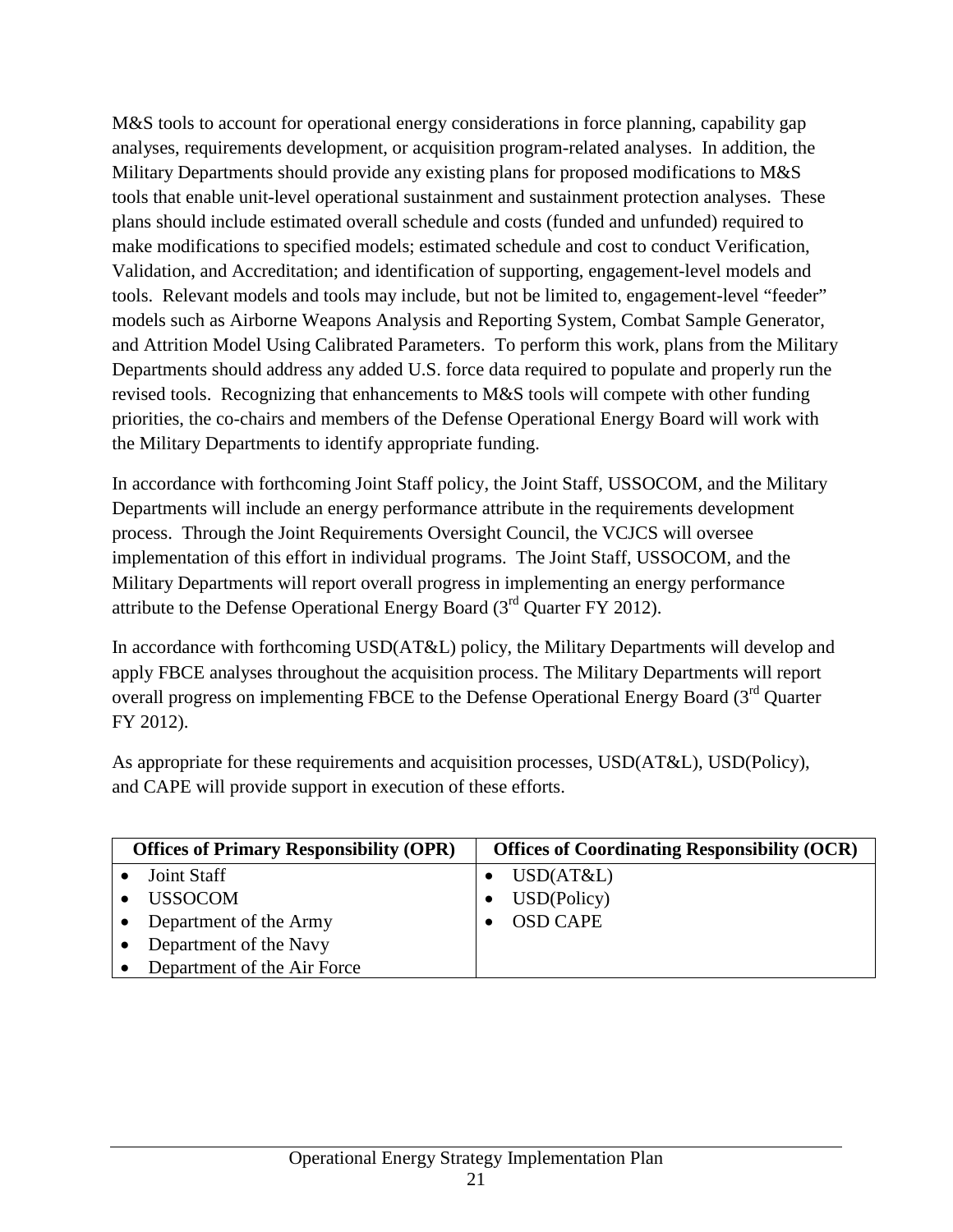M&S tools to account for operational energy considerations in force planning, capability gap analyses, requirements development, or acquisition program-related analyses. In addition, the Military Departments should provide any existing plans for proposed modifications to M&S tools that enable unit-level operational sustainment and sustainment protection analyses. These plans should include estimated overall schedule and costs (funded and unfunded) required to make modifications to specified models; estimated schedule and cost to conduct Verification, Validation, and Accreditation; and identification of supporting, engagement-level models and tools. Relevant models and tools may include, but not be limited to, engagement-level "feeder" models such as Airborne Weapons Analysis and Reporting System, Combat Sample Generator, and Attrition Model Using Calibrated Parameters. To perform this work, plans from the Military Departments should address any added U.S. force data required to populate and properly run the revised tools. Recognizing that enhancements to M&S tools will compete with other funding priorities, the co-chairs and members of the Defense Operational Energy Board will work with the Military Departments to identify appropriate funding.

In accordance with forthcoming Joint Staff policy, the Joint Staff, USSOCOM, and the Military Departments will include an energy performance attribute in the requirements development process. Through the Joint Requirements Oversight Council, the VCJCS will oversee implementation of this effort in individual programs. The Joint Staff, USSOCOM, and the Military Departments will report overall progress in implementing an energy performance attribute to the Defense Operational Energy Board (3rd Quarter FY 2012).

In accordance with forthcoming USD(AT&L) policy, the Military Departments will develop and apply FBCE analyses throughout the acquisition process. The Military Departments will report overall progress on implementing FBCE to the Defense Operational Energy Board (3rd Quarter FY 2012).

As appropriate for these requirements and acquisition processes, USD(AT&L), USD(Policy), and CAPE will provide support in execution of these efforts.

| Offices of Primary Responsibility (OPR) | Offices of Coordinating Responsibility (OCR) |
|---|---|
| • Joint Staff<br>• USSOCOM<br>• Department of the Army<br>• Department of the Navy<br>• Department of the Air Force | • USD(AT&L)<br>• USD(Policy)<br>• OSD CAPE |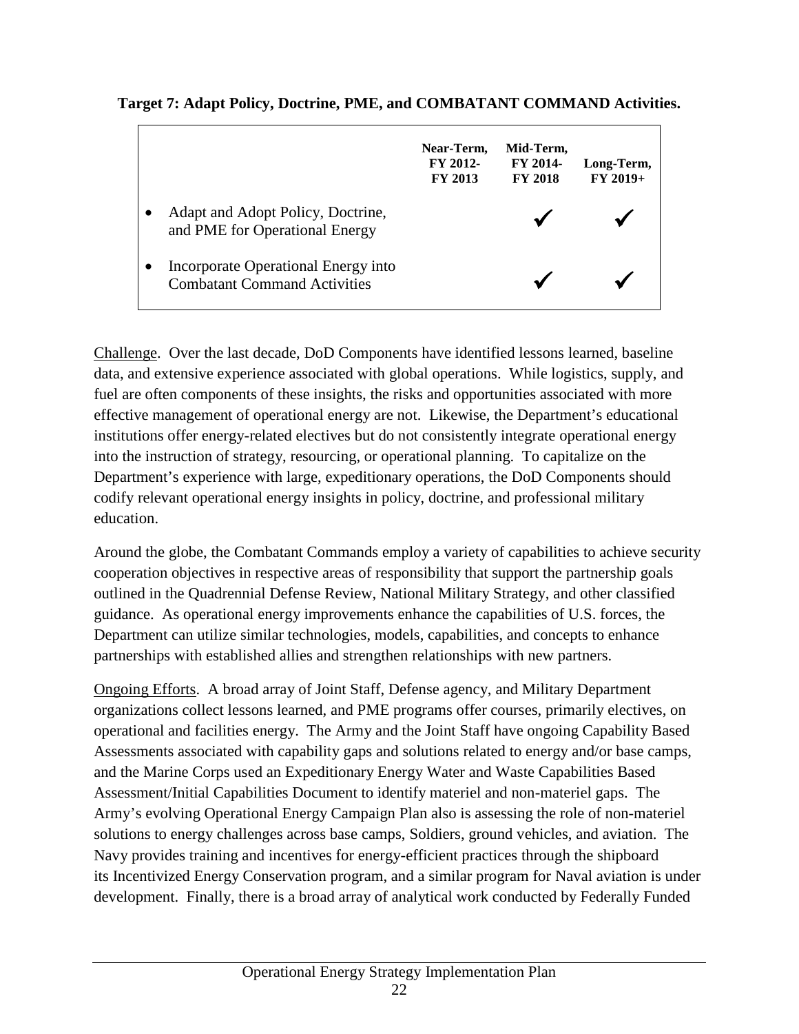**Target 7: Adapt Policy, Doctrine, PME, and COMBATANT COMMAND Activities.**

| | Near-Term, FY 2012- FY 2013 | Mid-Term, FY 2014- FY 2018 | Long-Term, FY 2019+ |
|---|---|---|---|
| • Adapt and Adopt Policy, Doctrine, and PME for Operational Energy | | ✓ | ✓ |
| • Incorporate Operational Energy into Combatant Command Activities | | ✓ | ✓ |

Challenge. Over the last decade, DoD Components have identified lessons learned, baseline data, and extensive experience associated with global operations. While logistics, supply, and fuel are often components of these insights, the risks and opportunities associated with more effective management of operational energy are not. Likewise, the Department's educational institutions offer energy-related electives but do not consistently integrate operational energy into the instruction of strategy, resourcing, or operational planning. To capitalize on the Department's experience with large, expeditionary operations, the DoD Components should codify relevant operational energy insights in policy, doctrine, and professional military education.

Around the globe, the Combatant Commands employ a variety of capabilities to achieve security cooperation objectives in respective areas of responsibility that support the partnership goals outlined in the Quadrennial Defense Review, National Military Strategy, and other classified guidance. As operational energy improvements enhance the capabilities of U.S. forces, the Department can utilize similar technologies, models, capabilities, and concepts to enhance partnerships with established allies and strengthen relationships with new partners.

Ongoing Efforts. A broad array of Joint Staff, Defense agency, and Military Department organizations collect lessons learned, and PME programs offer courses, primarily electives, on operational and facilities energy. The Army and the Joint Staff have ongoing Capability Based Assessments associated with capability gaps and solutions related to energy and/or base camps, and the Marine Corps used an Expeditionary Energy Water and Waste Capabilities Based Assessment/Initial Capabilities Document to identify materiel and non-materiel gaps. The Army's evolving Operational Energy Campaign Plan also is assessing the role of non-materiel solutions to energy challenges across base camps, Soldiers, ground vehicles, and aviation. The Navy provides training and incentives for energy-efficient practices through the shipboard its Incentivized Energy Conservation program, and a similar program for Naval aviation is under development. Finally, there is a broad array of analytical work conducted by Federally Funded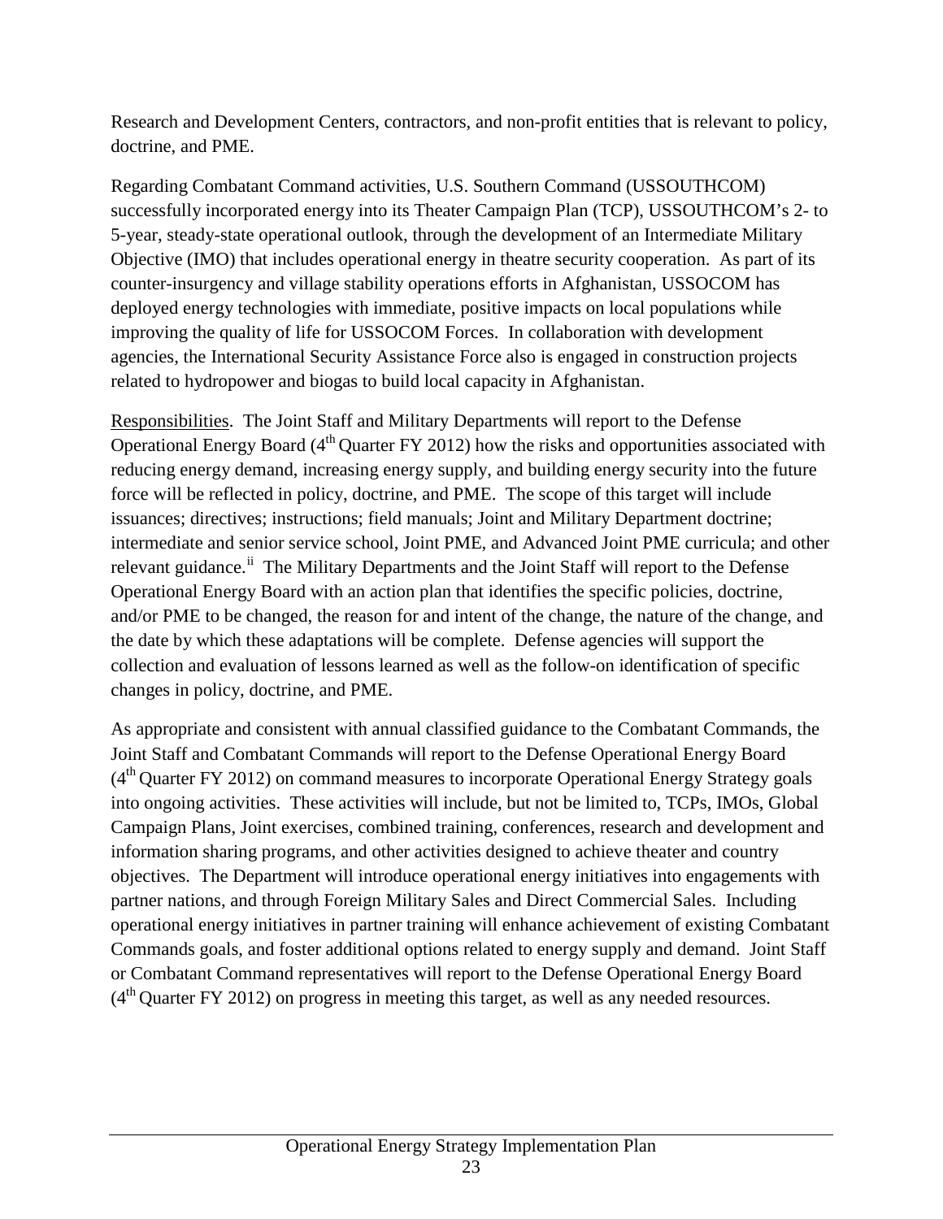Research and Development Centers, contractors, and non-profit entities that is relevant to policy, doctrine, and PME.

Regarding Combatant Command activities, U.S. Southern Command (USSOUTHCOM) successfully incorporated energy into its Theater Campaign Plan (TCP), USSOUTHCOM's 2- to 5-year, steady-state operational outlook, through the development of an Intermediate Military Objective (IMO) that includes operational energy in theatre security cooperation. As part of its counter-insurgency and village stability operations efforts in Afghanistan, USSOCOM has deployed energy technologies with immediate, positive impacts on local populations while improving the quality of life for USSOCOM Forces. In collaboration with development agencies, the International Security Assistance Force also is engaged in construction projects related to hydropower and biogas to build local capacity in Afghanistan.

<u>Responsibilities</u>. The Joint Staff and Military Departments will report to the Defense Operational Energy Board (4th Quarter FY 2012) how the risks and opportunities associated with reducing energy demand, increasing energy supply, and building energy security into the future force will be reflected in policy, doctrine, and PME. The scope of this target will include issuances; directives; instructions; field manuals; Joint and Military Department doctrine; intermediate and senior service school, Joint PME, and Advanced Joint PME curricula; and other relevant guidance.[ii] The Military Departments and the Joint Staff will report to the Defense Operational Energy Board with an action plan that identifies the specific policies, doctrine, and/or PME to be changed, the reason for and intent of the change, the nature of the change, and the date by which these adaptations will be complete. Defense agencies will support the collection and evaluation of lessons learned as well as the follow-on identification of specific changes in policy, doctrine, and PME.

As appropriate and consistent with annual classified guidance to the Combatant Commands, the Joint Staff and Combatant Commands will report to the Defense Operational Energy Board (4th Quarter FY 2012) on command measures to incorporate Operational Energy Strategy goals into ongoing activities. These activities will include, but not be limited to, TCPs, IMOs, Global Campaign Plans, Joint exercises, combined training, conferences, research and development and information sharing programs, and other activities designed to achieve theater and country objectives. The Department will introduce operational energy initiatives into engagements with partner nations, and through Foreign Military Sales and Direct Commercial Sales. Including operational energy initiatives in partner training will enhance achievement of existing Combatant Commands goals, and foster additional options related to energy supply and demand. Joint Staff or Combatant Command representatives will report to the Defense Operational Energy Board (4th Quarter FY 2012) on progress in meeting this target, as well as any needed resources.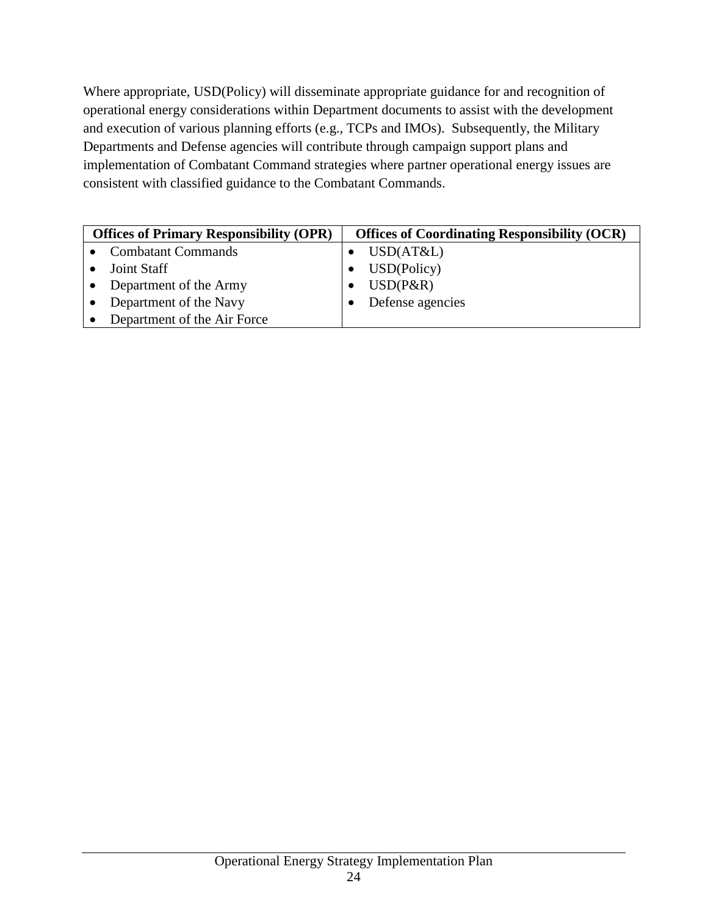Where appropriate, USD(Policy) will disseminate appropriate guidance for and recognition of operational energy considerations within Department documents to assist with the development and execution of various planning efforts (e.g., TCPs and IMOs). Subsequently, the Military Departments and Defense agencies will contribute through campaign support plans and implementation of Combatant Command strategies where partner operational energy issues are consistent with classified guidance to the Combatant Commands.

| Offices of Primary Responsibility (OPR) | Offices of Coordinating Responsibility (OCR) |
|---|---|
| • Combatant Commands<br>• Joint Staff<br>• Department of the Army<br>• Department of the Navy<br>• Department of the Air Force | • USD(AT&L)<br>• USD(Policy)<br>• USD(P&R)<br>• Defense agencies |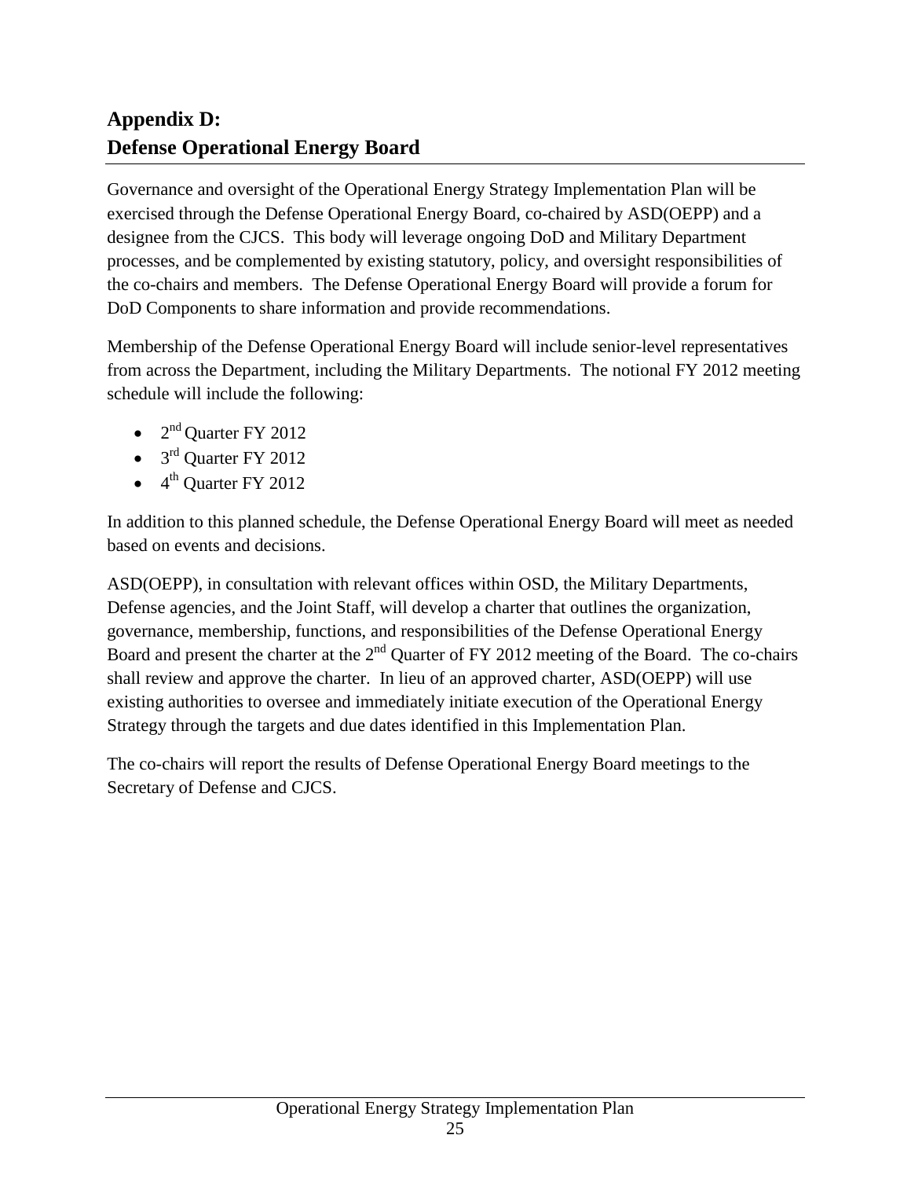## Appendix D: Defense Operational Energy Board

Governance and oversight of the Operational Energy Strategy Implementation Plan will be exercised through the Defense Operational Energy Board, co-chaired by ASD(OEPP) and a designee from the CJCS. This body will leverage ongoing DoD and Military Department processes, and be complemented by existing statutory, policy, and oversight responsibilities of the co-chairs and members. The Defense Operational Energy Board will provide a forum for DoD Components to share information and provide recommendations.

Membership of the Defense Operational Energy Board will include senior-level representatives from across the Department, including the Military Departments. The notional FY 2012 meeting schedule will include the following:

- 2nd Quarter FY 2012
- 3rd Quarter FY 2012
- 4th Quarter FY 2012

In addition to this planned schedule, the Defense Operational Energy Board will meet as needed based on events and decisions.

ASD(OEPP), in consultation with relevant offices within OSD, the Military Departments, Defense agencies, and the Joint Staff, will develop a charter that outlines the organization, governance, membership, functions, and responsibilities of the Defense Operational Energy Board and present the charter at the 2nd Quarter of FY 2012 meeting of the Board. The co-chairs shall review and approve the charter. In lieu of an approved charter, ASD(OEPP) will use existing authorities to oversee and immediately initiate execution of the Operational Energy Strategy through the targets and due dates identified in this Implementation Plan.

The co-chairs will report the results of Defense Operational Energy Board meetings to the Secretary of Defense and CJCS.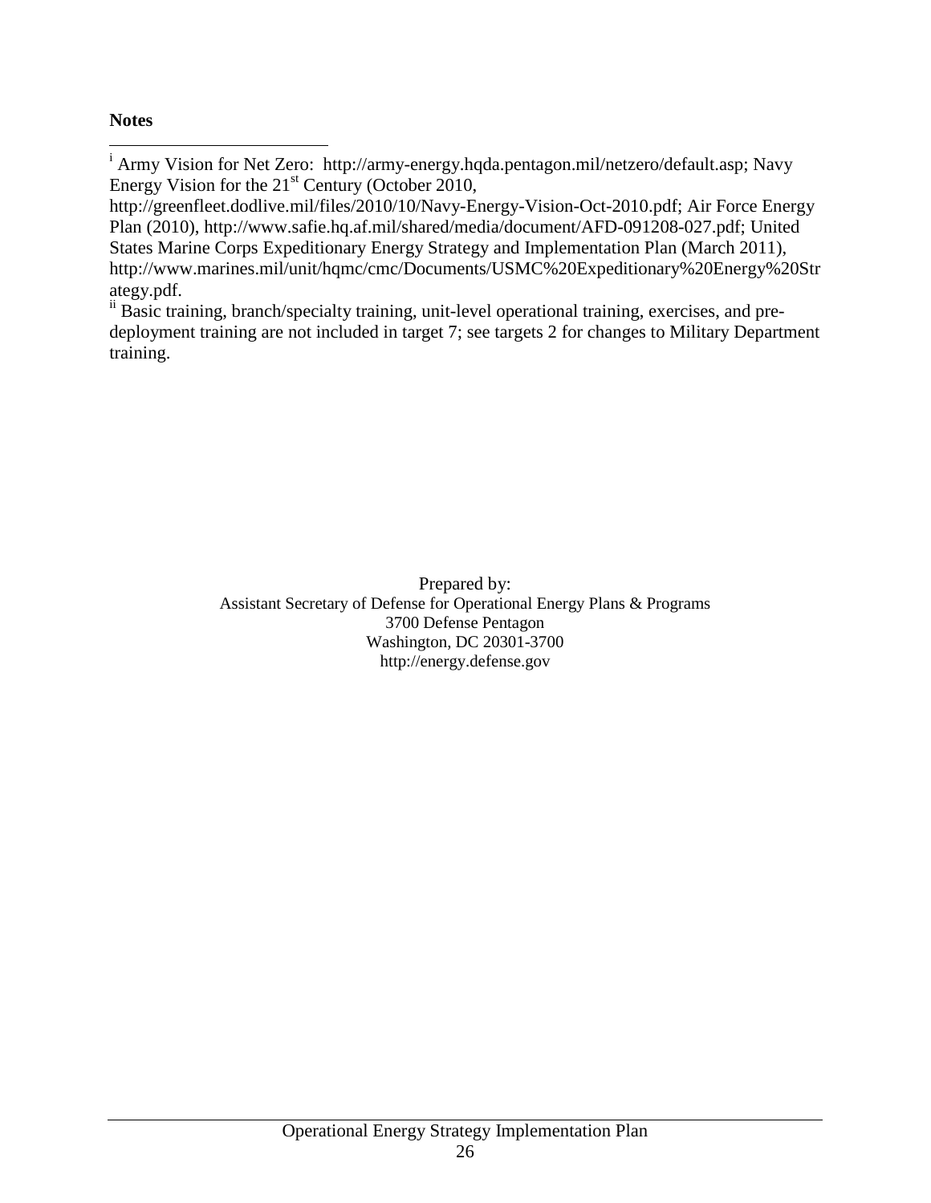**Notes**

[i] Army Vision for Net Zero: http://army-energy.hqda.pentagon.mil/netzero/default.asp; Navy Energy Vision for the 21st Century (October 2010, http://greenfleet.dodlive.mil/files/2010/10/Navy-Energy-Vision-Oct-2010.pdf; Air Force Energy Plan (2010), http://www.safie.hq.af.mil/shared/media/document/AFD-091208-027.pdf; United States Marine Corps Expeditionary Energy Strategy and Implementation Plan (March 2011), http://www.marines.mil/unit/hqmc/cmc/Documents/USMC%20Expeditionary%20Energy%20Strategy.pdf.

[ii] Basic training, branch/specialty training, unit-level operational training, exercises, and pre-deployment training are not included in target 7; see targets 2 for changes to Military Department training.

Prepared by:
Assistant Secretary of Defense for Operational Energy Plans & Programs
3700 Defense Pentagon
Washington, DC 20301-3700
http://energy.defense.gov